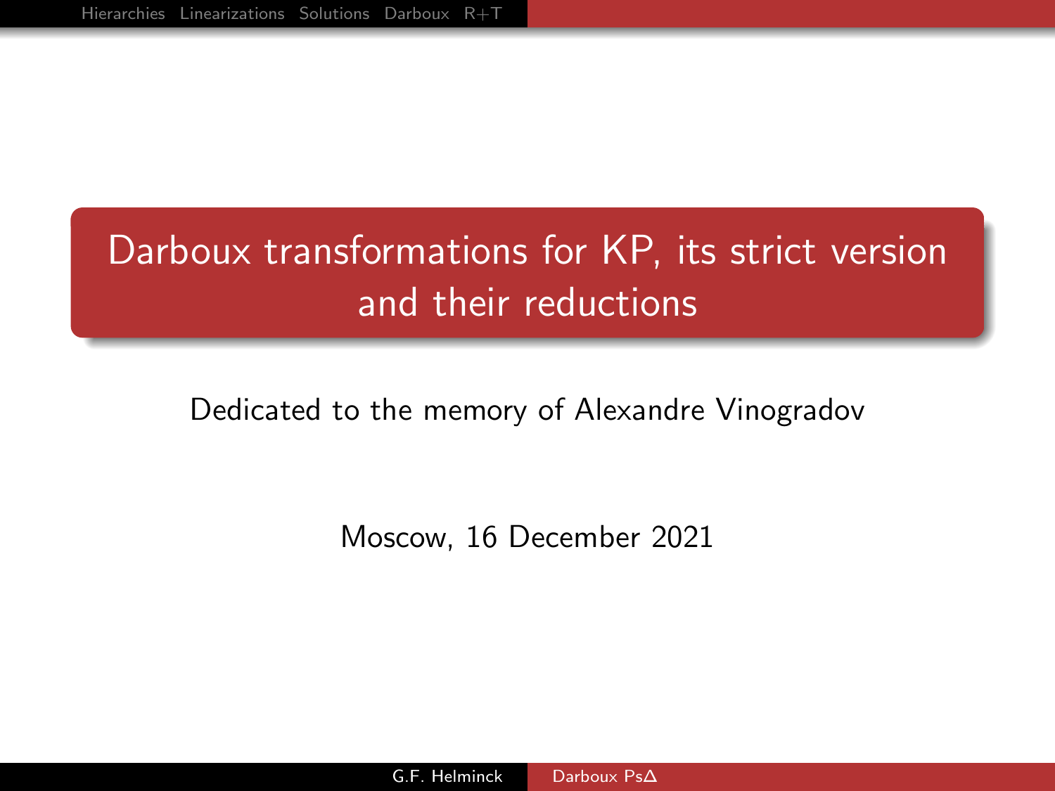# Darboux transformations for KP, its strict version and their reductions

Dedicated to the memory of Alexandre Vinogradov

Moscow, 16 December 2021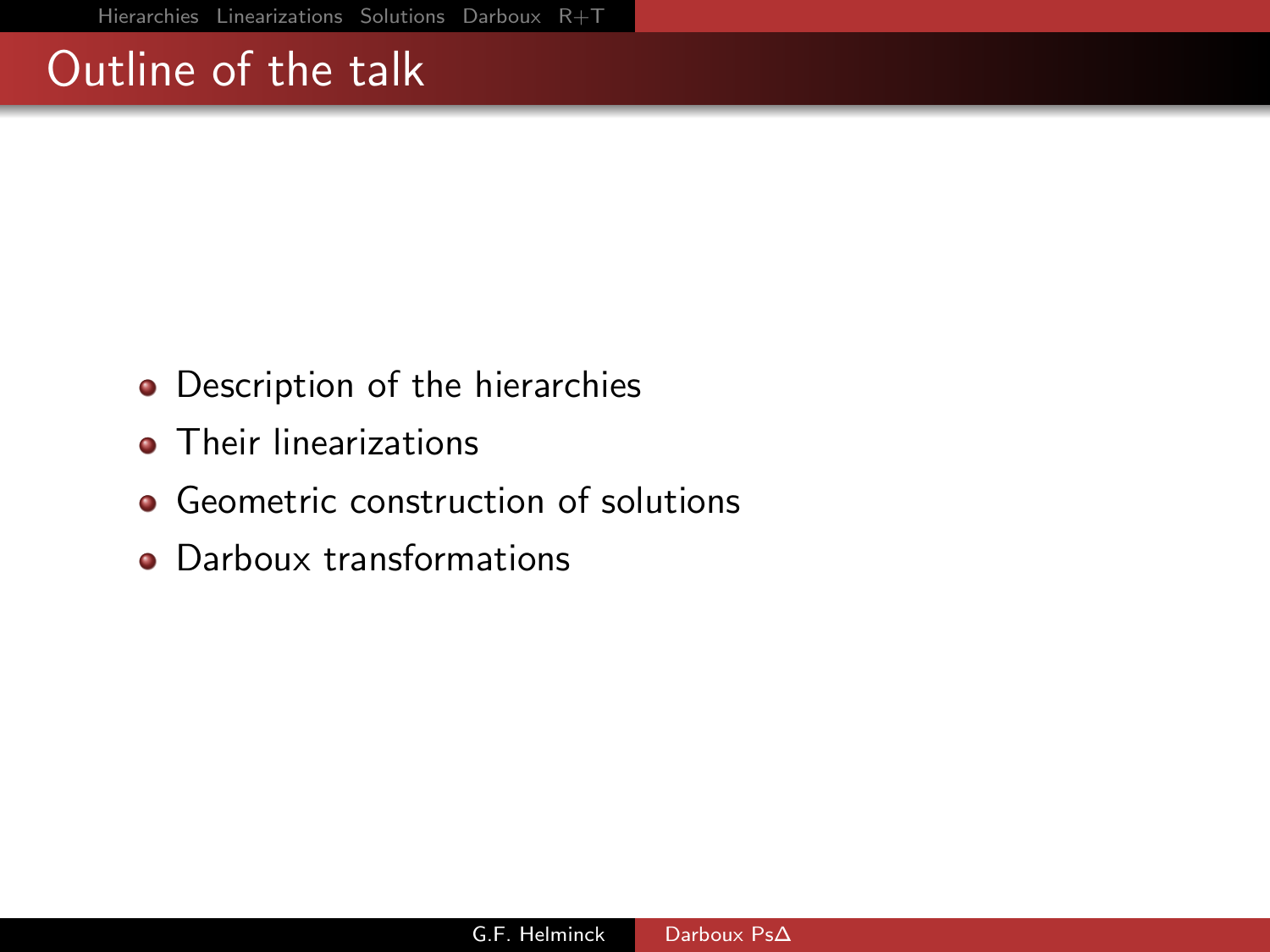# Outline of the talk

- Description of the hierarchies
- Their linearizations
- Geometric construction of solutions
- Darboux transformations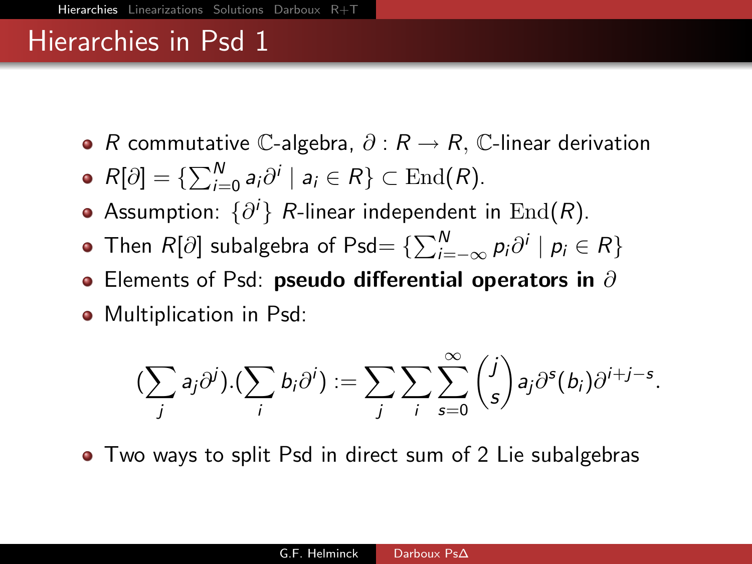# Hierarchies in Psd 1

- $R$ commutative $\mathbb{C}$-algebra, $\partial : R \to R$, $\mathbb{C}$-linear derivation
- $R[\partial] = \{\sum_{i=0}^{N} a_i \partial^i \mid a_i \in R\} \subset \mathrm{End}(R)$.
- Assumption: $\{\partial^i\}$ $R$-linear independent in $\mathrm{End}(R)$.
- Then $R[\partial]$ subalgebra of Psd$= \{\sum_{i=-\infty}^{N} p_i \partial^i \mid p_i \in R\}$
- Elements of Psd: **pseudo differential operators in $\partial$**
- Multiplication in Psd:

$$(\sum_j a_j \partial^j).(\sum_i b_i \partial^i) := \sum_j \sum_i \sum_{s=0}^{\infty} \binom{j}{s} a_j \partial^s(b_i) \partial^{i+j-s}.$$

- Two ways to split Psd in direct sum of 2 Lie subalgebras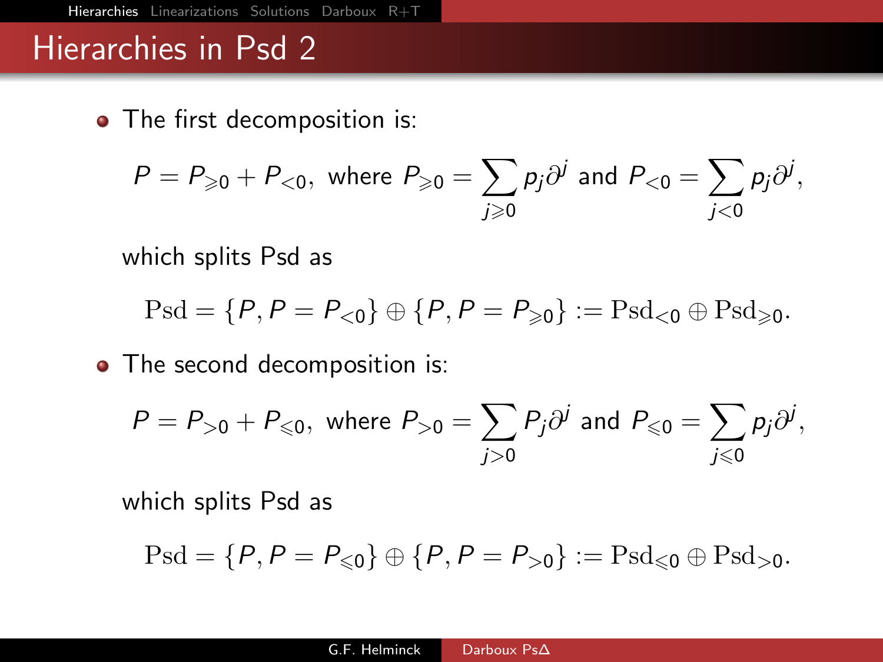# Hierarchies in Psd 2

- The first decomposition is:

$$P = P_{\geqslant 0} + P_{<0}, \text{ where } P_{\geqslant 0} = \sum_{j \geqslant 0} p_j \partial^j \text{ and } P_{<0} = \sum_{j<0} p_j \partial^j,$$

  which splits Psd as

$$\mathrm{Psd} = \{P, P = P_{<0}\} \oplus \{P, P = P_{\geqslant 0}\} := \mathrm{Psd}_{<0} \oplus \mathrm{Psd}_{\geqslant 0}.$$

- The second decomposition is:

$$P = P_{>0} + P_{\leqslant 0}, \text{ where } P_{>0} = \sum_{j>0} P_j \partial^j \text{ and } P_{\leqslant 0} = \sum_{j \leqslant 0} p_j \partial^j,$$

  which splits Psd as

$$\mathrm{Psd} = \{P, P = P_{\leqslant 0}\} \oplus \{P, P = P_{>0}\} := \mathrm{Psd}_{\leqslant 0} \oplus \mathrm{Psd}_{>0}.$$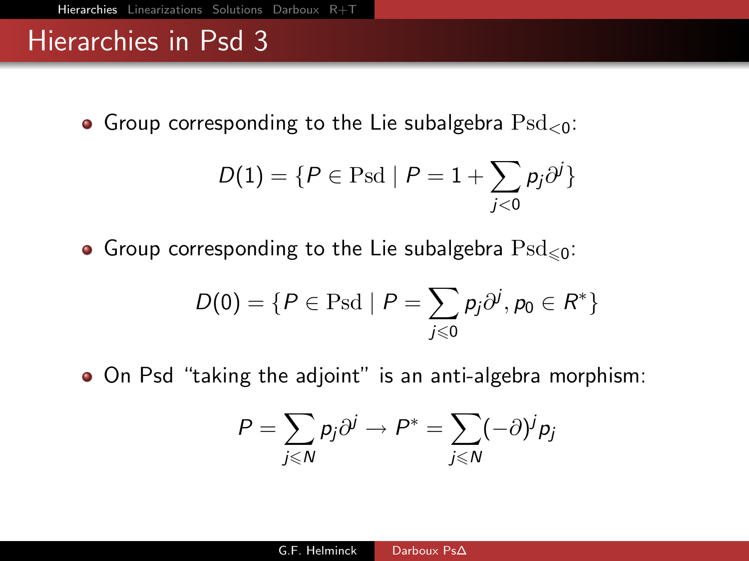# Hierarchies in Psd 3

- Group corresponding to the Lie subalgebra $\mathrm{Psd}_{<0}$:

$$D(1) = \{P \in \mathrm{Psd} \mid P = 1 + \sum_{j<0} p_j \partial^j\}$$

- Group corresponding to the Lie subalgebra $\mathrm{Psd}_{\leqslant 0}$:

$$D(0) = \{P \in \mathrm{Psd} \mid P = \sum_{j \leqslant 0} p_j \partial^j, p_0 \in R^*\}$$

- On Psd "taking the adjoint" is an anti-algebra morphism:

$$P = \sum_{j \leqslant N} p_j \partial^j \to P^* = \sum_{j \leqslant N} (-\partial)^j p_j$$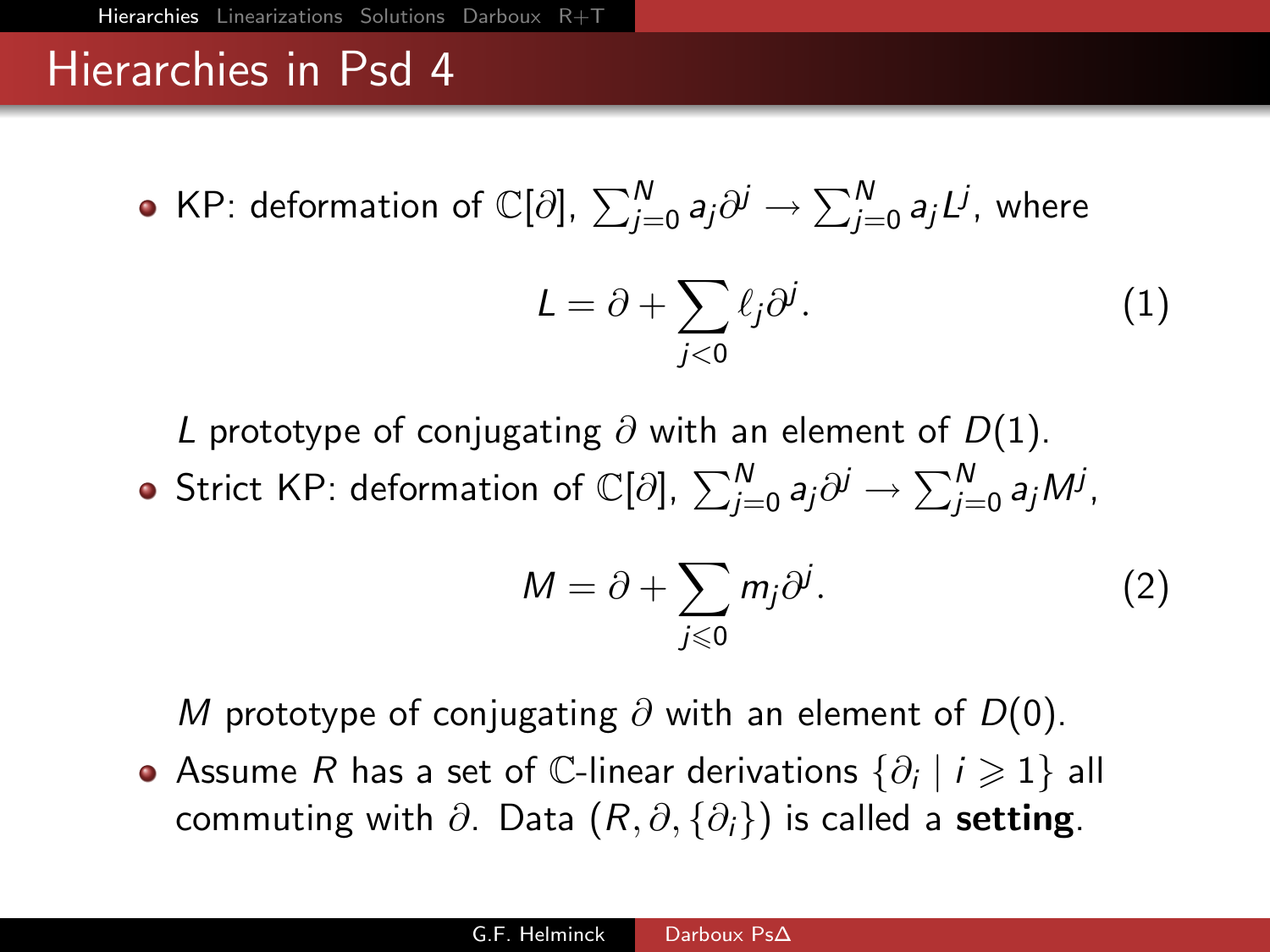# Hierarchies in Psd 4

- KP: deformation of $\mathbb{C}[\partial]$, $\sum_{j=0}^{N} a_j \partial^j \to \sum_{j=0}^{N} a_j L^j$, where

$$L = \partial + \sum_{j<0} \ell_j \partial^j. \tag{1}$$

  $L$ prototype of conjugating $\partial$ with an element of $D(1)$.

- Strict KP: deformation of $\mathbb{C}[\partial]$, $\sum_{j=0}^{N} a_j \partial^j \to \sum_{j=0}^{N} a_j M^j$,

$$M = \partial + \sum_{j \leqslant 0} m_j \partial^j. \tag{2}$$

  $M$ prototype of conjugating $\partial$ with an element of $D(0)$.

- Assume $R$ has a set of $\mathbb{C}$-linear derivations $\{\partial_i \mid i \geqslant 1\}$ all commuting with $\partial$. Data $(R, \partial, \{\partial_i\})$ is called a **setting**.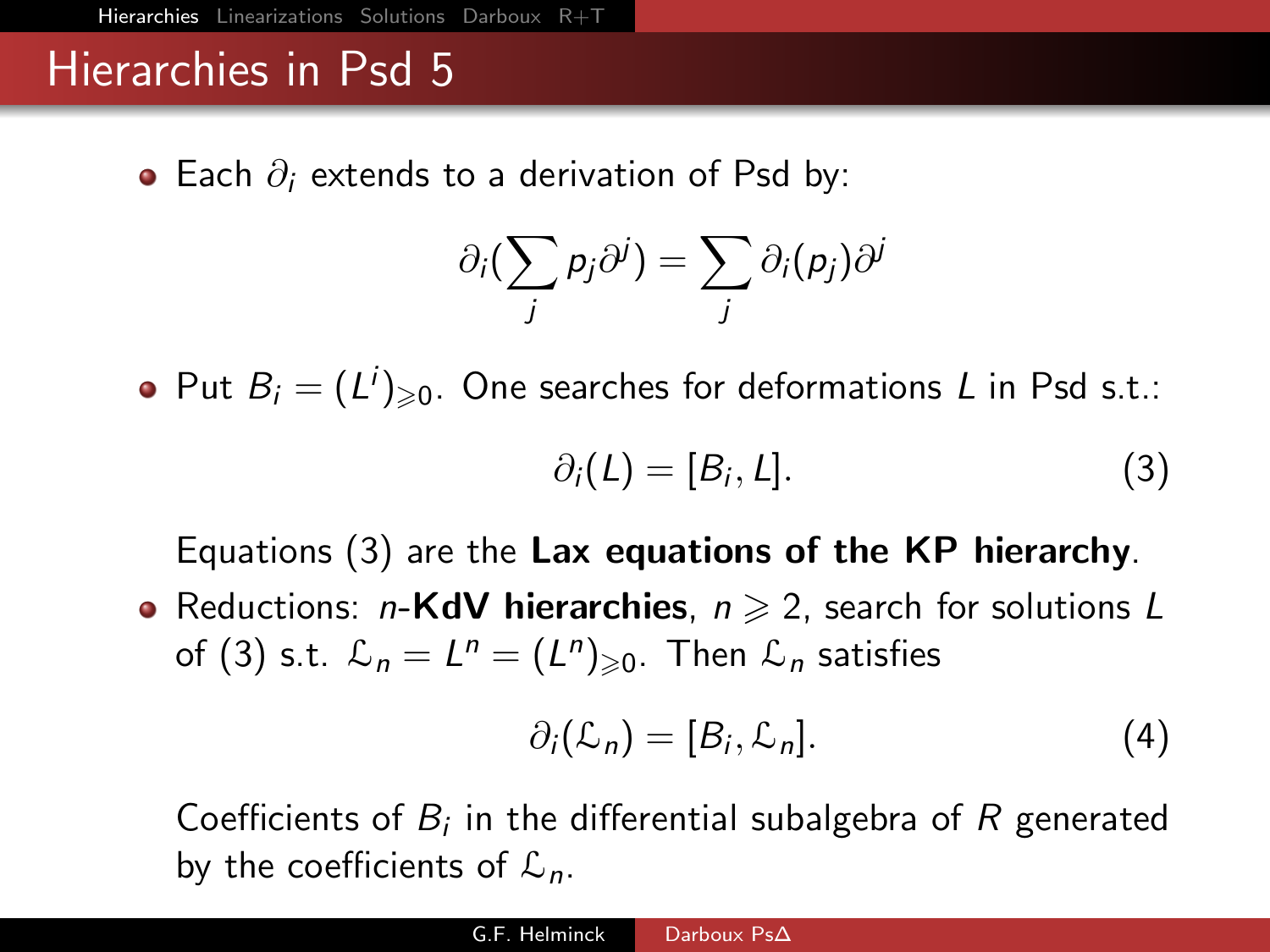# Hierarchies in Psd 5

- Each $\partial_i$ extends to a derivation of Psd by:

$$\partial_i(\sum_j p_j \partial^j) = \sum_j \partial_i(p_j)\partial^j$$

- Put $B_i = (L^i)_{\geqslant 0}$. One searches for deformations $L$ in Psd s.t.:

$$\partial_i(L) = [B_i, L]. \tag{3}$$

  Equations (3) are the **Lax equations of the KP hierarchy**.

- Reductions: $n$-**KdV hierarchies**, $n \geqslant 2$, search for solutions $L$ of (3) s.t. $\mathcal{L}_n = L^n = (L^n)_{\geqslant 0}$. Then $\mathcal{L}_n$ satisfies

$$\partial_i(\mathcal{L}_n) = [B_i, \mathcal{L}_n]. \tag{4}$$

  Coefficients of $B_i$ in the differential subalgebra of $R$ generated by the coefficients of $\mathcal{L}_n$.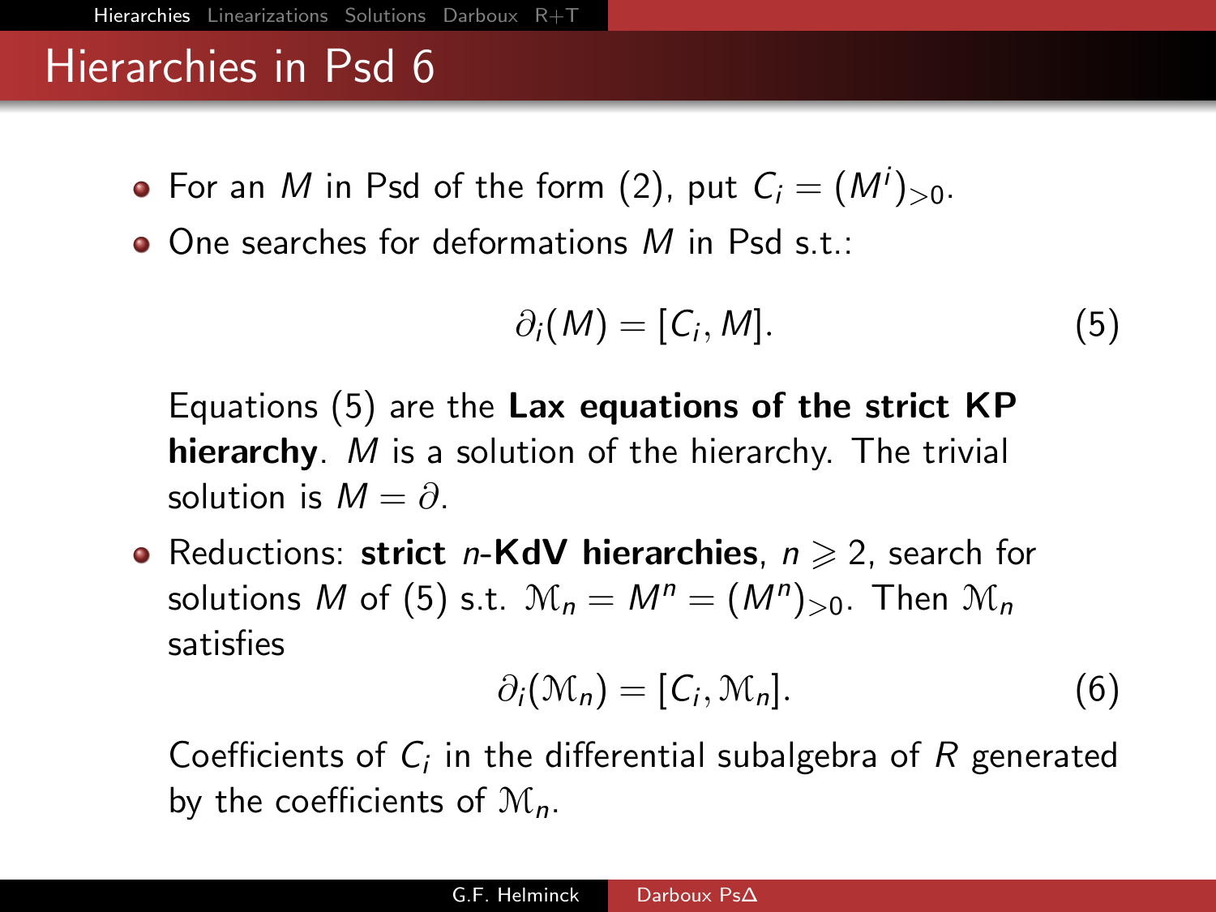# Hierarchies in Psd 6

- For an $M$ in Psd of the form (2), put $C_i = (M^i)_{>0}$.
- One searches for deformations $M$ in Psd s.t.:

$$\partial_i(M) = [C_i, M]. \tag{5}$$

Equations (5) are the **Lax equations of the strict KP hierarchy**. $M$ is a solution of the hierarchy. The trivial solution is $M = \partial$.

- Reductions: **strict $n$-KdV hierarchies**, $n \geqslant 2$, search for solutions $M$ of (5) s.t. $\mathcal{M}_n = M^n = (M^n)_{>0}$. Then $\mathcal{M}_n$ satisfies

$$\partial_i(\mathcal{M}_n) = [C_i, \mathcal{M}_n]. \tag{6}$$

Coefficients of $C_i$ in the differential subalgebra of $R$ generated by the coefficients of $\mathcal{M}_n$.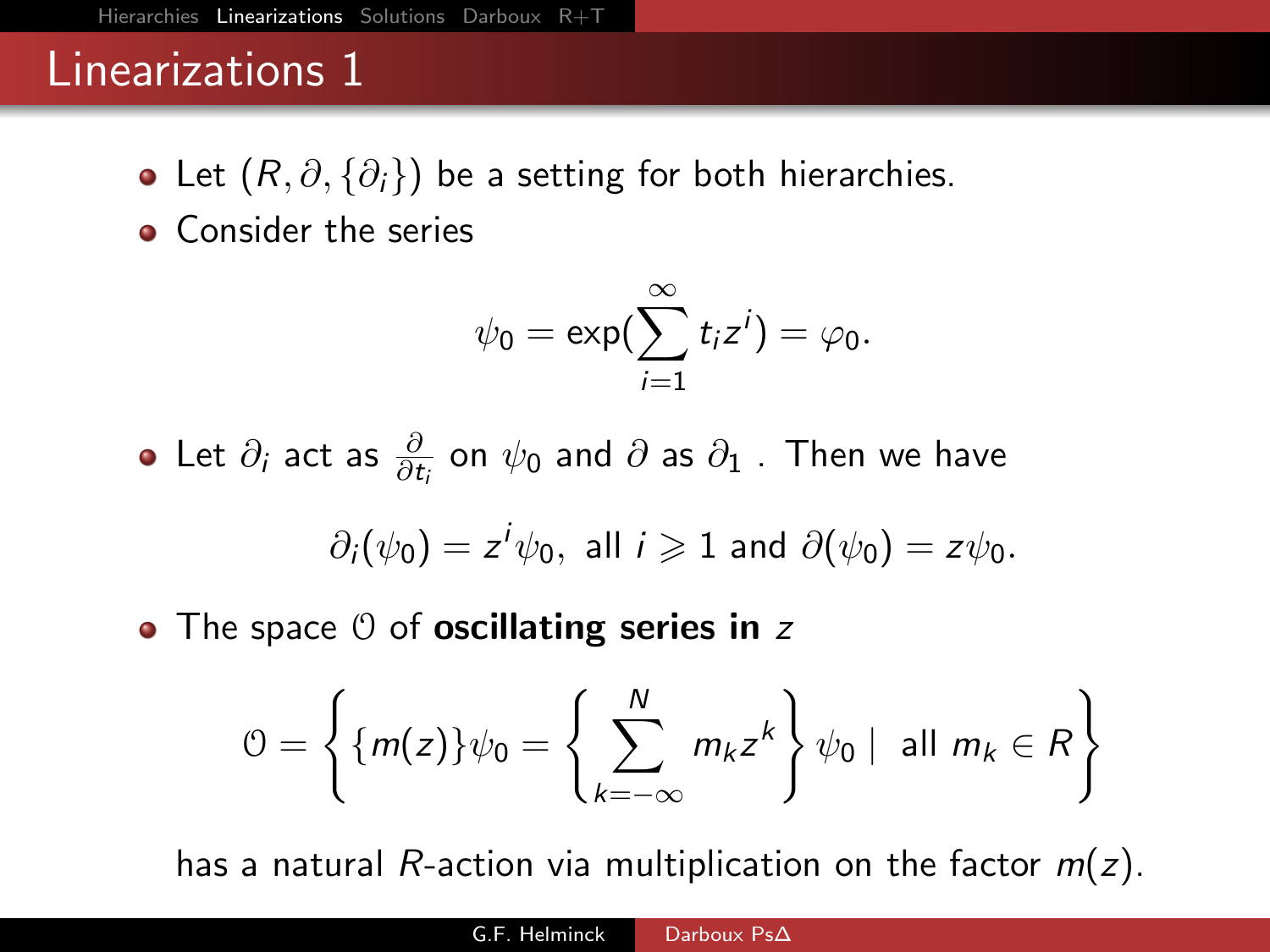# Linearizations 1

- Let $(R, \partial, \{\partial_i\})$ be a setting for both hierarchies.
- Consider the series

$$\psi_0 = \exp(\sum_{i=1}^{\infty} t_i z^i) = \varphi_0.$$

- Let $\partial_i$ act as $\frac{\partial}{\partial t_i}$ on $\psi_0$ and $\partial$ as $\partial_1$ . Then we have

$$\partial_i(\psi_0) = z^i \psi_0, \text{ all } i \geqslant 1 \text{ and } \partial(\psi_0) = z\psi_0.$$

- The space $\mathcal{O}$ of **oscillating series in** $z$

$$\mathcal{O} = \left\{ \{m(z)\}\psi_0 = \left\{ \sum_{k=-\infty}^{N} m_k z^k \right\} \psi_0 \mid \text{ all } m_k \in R \right\}$$

has a natural $R$-action via multiplication on the factor $m(z)$.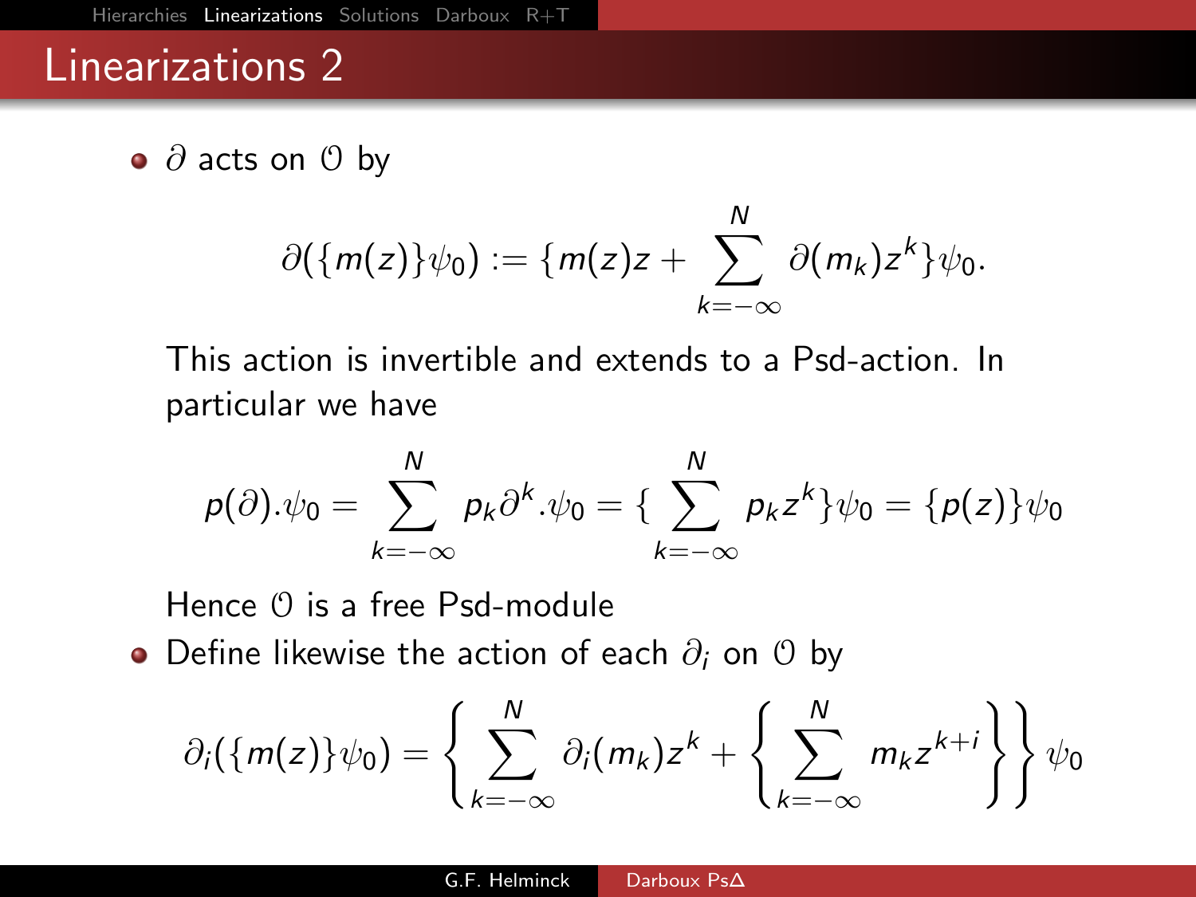## Linearizations 2

- $\partial$ acts on $\mathcal{O}$ by

$$\partial(\{m(z)\}\psi_0) := \{m(z)z + \sum_{k=-\infty}^{N} \partial(m_k)z^k\}\psi_0.$$

  This action is invertible and extends to a Psd-action. In particular we have

$$p(\partial).\psi_0 = \sum_{k=-\infty}^{N} p_k \partial^k.\psi_0 = \{\sum_{k=-\infty}^{N} p_k z^k\}\psi_0 = \{p(z)\}\psi_0$$

  Hence $\mathcal{O}$ is a free Psd-module

- Define likewise the action of each $\partial_i$ on $\mathcal{O}$ by

$$\partial_i(\{m(z)\}\psi_0) = \left\{ \sum_{k=-\infty}^{N} \partial_i(m_k)z^k + \left\{ \sum_{k=-\infty}^{N} m_k z^{k+i} \right\} \right\} \psi_0$$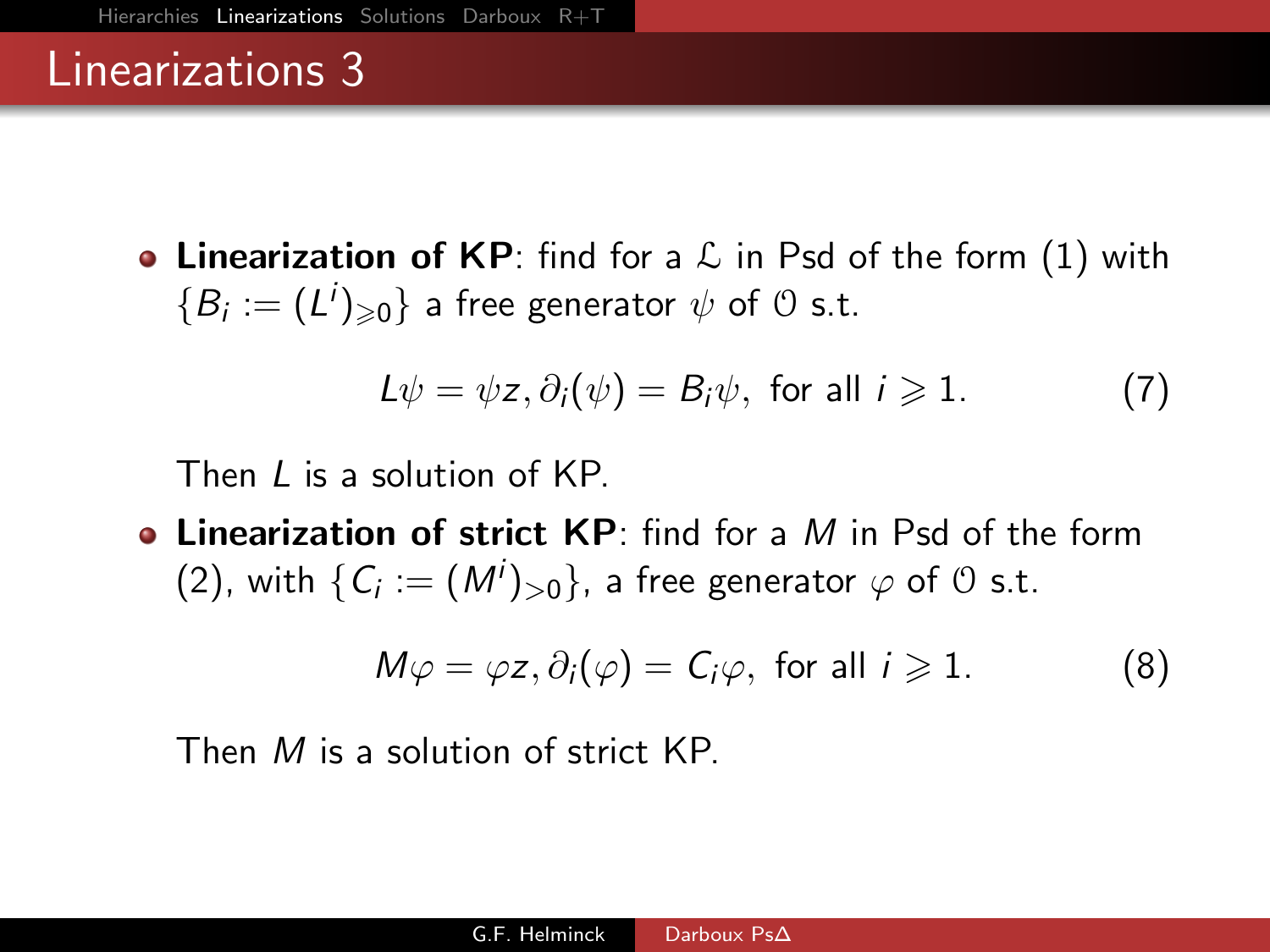# Linearizations 3

- **Linearization of KP**: find for a $\mathcal{L}$ in Psd of the form (1) with $\{B_i := (L^i)_{\geqslant 0}\}$ a free generator $\psi$ of $\mathcal{O}$ s.t.

$$L\psi = \psi z, \partial_i(\psi) = B_i\psi, \text{ for all } i \geqslant 1. \tag{7}$$

  Then $L$ is a solution of KP.

- **Linearization of strict KP**: find for a $M$ in Psd of the form (2), with $\{C_i := (M^i)_{>0}\}$, a free generator $\varphi$ of $\mathcal{O}$ s.t.

$$M\varphi = \varphi z, \partial_i(\varphi) = C_i\varphi, \text{ for all } i \geqslant 1. \tag{8}$$

  Then $M$ is a solution of strict KP.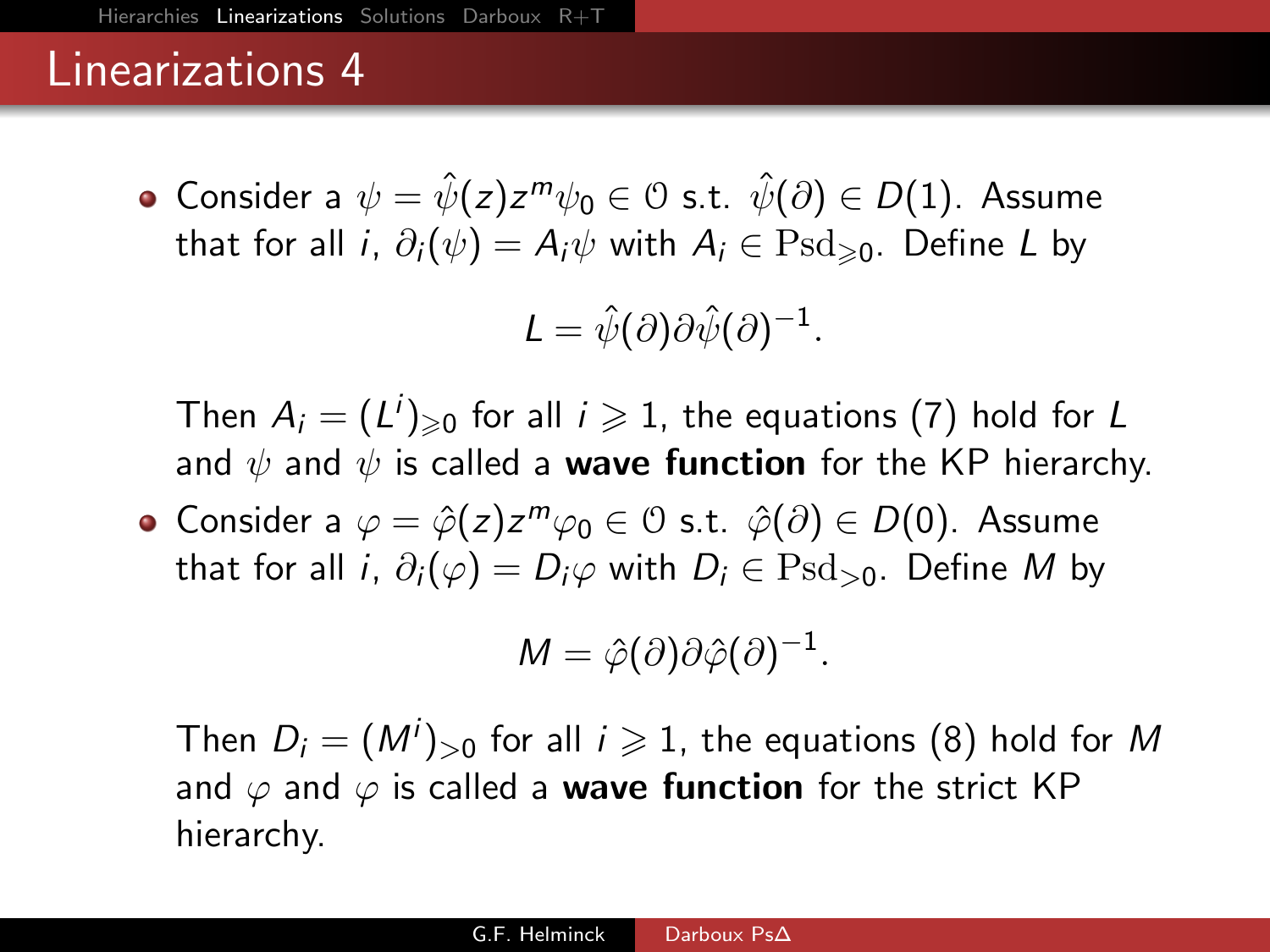# Linearizations 4

- Consider a $\psi = \hat{\psi}(z) z^m \psi_0 \in \mathcal{O}$ s.t. $\hat{\psi}(\partial) \in D(1)$. Assume that for all $i$, $\partial_i(\psi) = A_i \psi$ with $A_i \in \mathrm{Psd}_{\geqslant 0}$. Define $L$ by

$$L = \hat{\psi}(\partial) \partial \hat{\psi}(\partial)^{-1}.$$

  Then $A_i = (L^i)_{\geqslant 0}$ for all $i \geqslant 1$, the equations (7) hold for $L$ and $\psi$ and $\psi$ is called a **wave function** for the KP hierarchy.

- Consider a $\varphi = \hat{\varphi}(z) z^m \varphi_0 \in \mathcal{O}$ s.t. $\hat{\varphi}(\partial) \in D(0)$. Assume that for all $i$, $\partial_i(\varphi) = D_i \varphi$ with $D_i \in \mathrm{Psd}_{>0}$. Define $M$ by

$$M = \hat{\varphi}(\partial) \partial \hat{\varphi}(\partial)^{-1}.$$

  Then $D_i = (M^i)_{>0}$ for all $i \geqslant 1$, the equations (8) hold for $M$ and $\varphi$ and $\varphi$ is called a **wave function** for the strict KP hierarchy.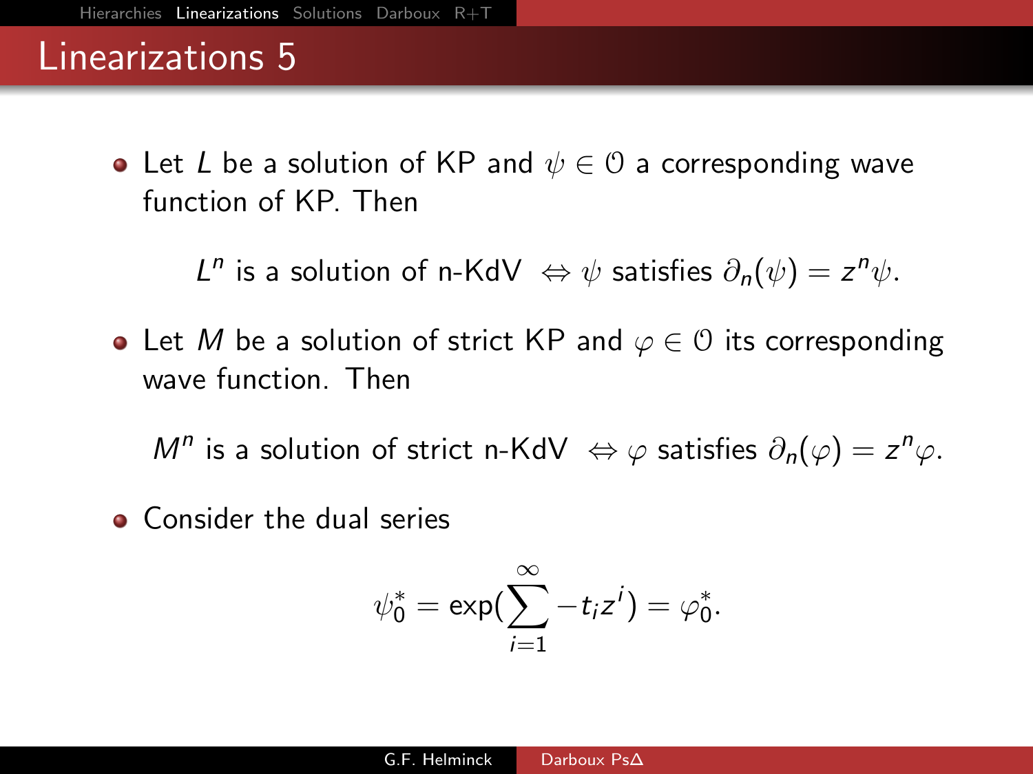# Linearizations 5

- Let $L$ be a solution of KP and $\psi \in \mathcal{O}$ a corresponding wave function of KP. Then

$$L^n \text{ is a solution of n-KdV } \Leftrightarrow \psi \text{ satisfies } \partial_n(\psi) = z^n \psi.$$

- Let $M$ be a solution of strict KP and $\varphi \in \mathcal{O}$ its corresponding wave function. Then

$$M^n \text{ is a solution of strict n-KdV } \Leftrightarrow \varphi \text{ satisfies } \partial_n(\varphi) = z^n \varphi.$$

- Consider the dual series

$$\psi_0^* = \exp\left(\sum_{i=1}^{\infty} -t_i z^i\right) = \varphi_0^*.$$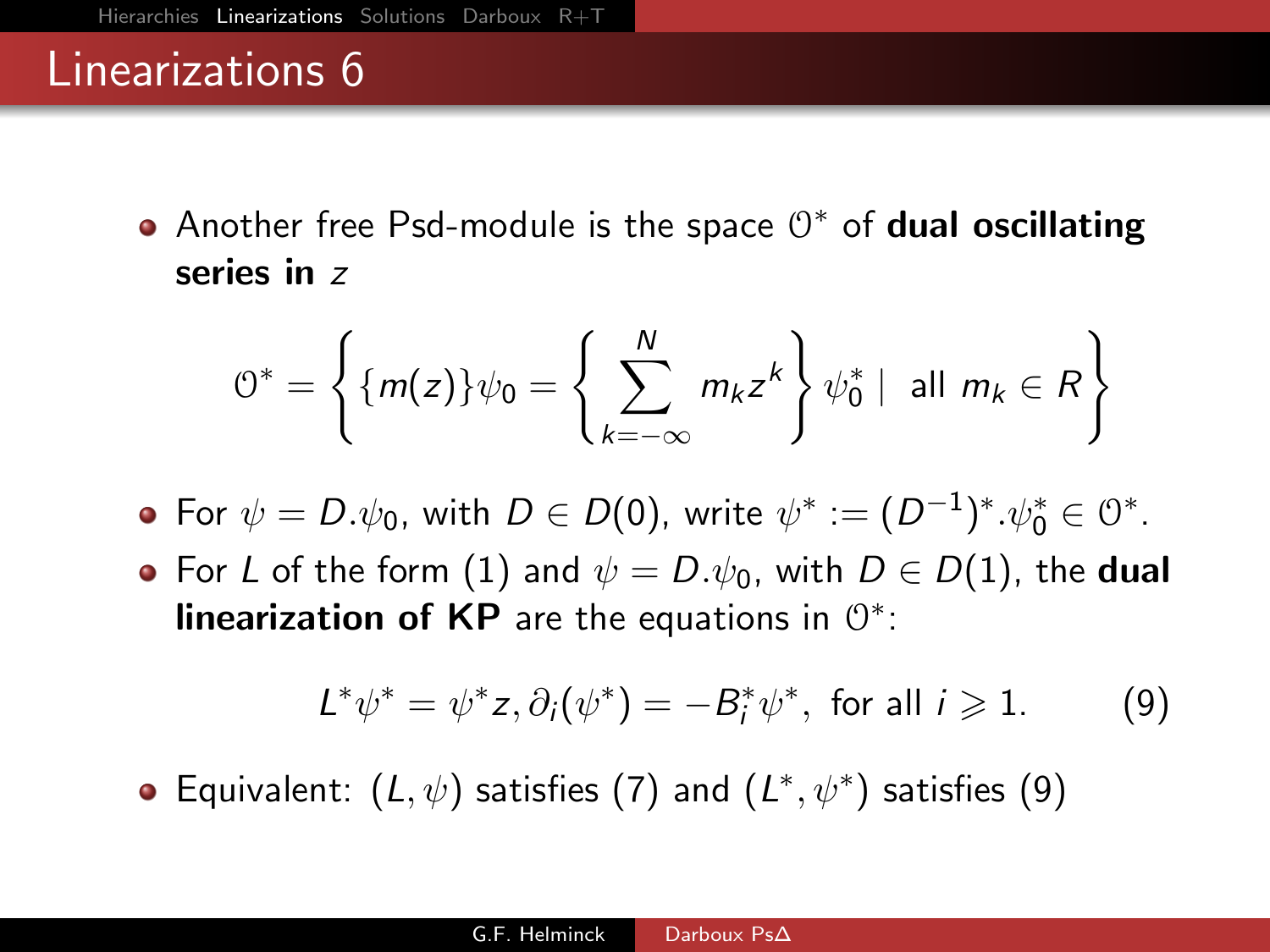# Linearizations 6

- Another free Psd-module is the space $\mathcal{O}^*$ of **dual oscillating series in** $z$

$$\mathcal{O}^* = \left\{ \{m(z)\}\psi_0 = \left\{ \sum_{k=-\infty}^{N} m_k z^k \right\} \psi_0^* \mid \text{ all } m_k \in R \right\}$$

- For $\psi = D.\psi_0$, with $D \in D(0)$, write $\psi^* := (D^{-1})^*.\psi_0^* \in \mathcal{O}^*$.
- For $L$ of the form (1) and $\psi = D.\psi_0$, with $D \in D(1)$, the **dual linearization of KP** are the equations in $\mathcal{O}^*$:

$$L^*\psi^* = \psi^* z, \partial_i(\psi^*) = -B_i^*\psi^*, \text{ for all } i \geqslant 1. \qquad (9)$$

- Equivalent: $(L, \psi)$ satisfies (7) and $(L^*, \psi^*)$ satisfies (9)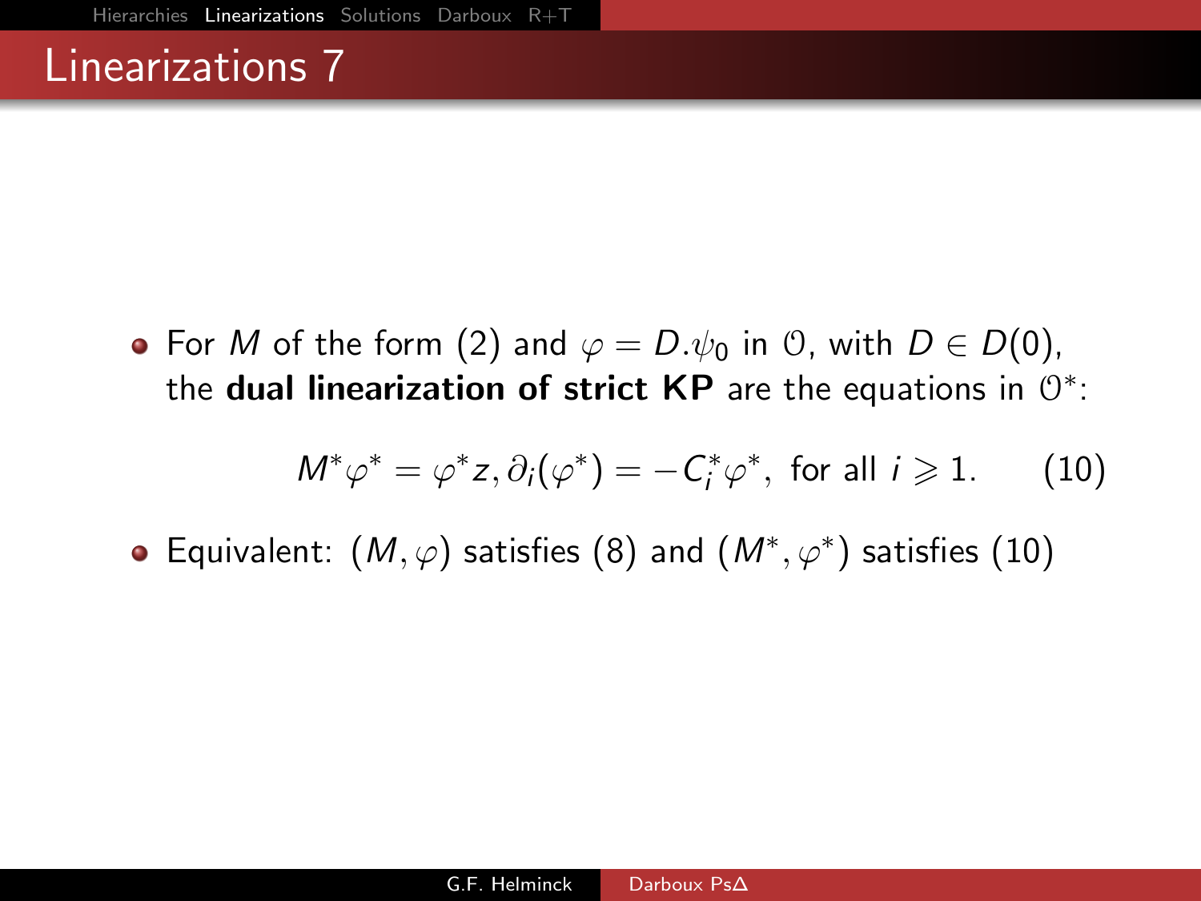# Linearizations 7

- For $M$ of the form (2) and $\varphi = D.\psi_0$ in $\mathcal{O}$, with $D \in D(0)$, the **dual linearization of strict KP** are the equations in $\mathcal{O}^*$:

$$M^*\varphi^* = \varphi^* z, \partial_i(\varphi^*) = -C_i^*\varphi^*, \text{ for all } i \geqslant 1. \quad (10)$$

- Equivalent: $(M, \varphi)$ satisfies (8) and $(M^*, \varphi^*)$ satisfies (10)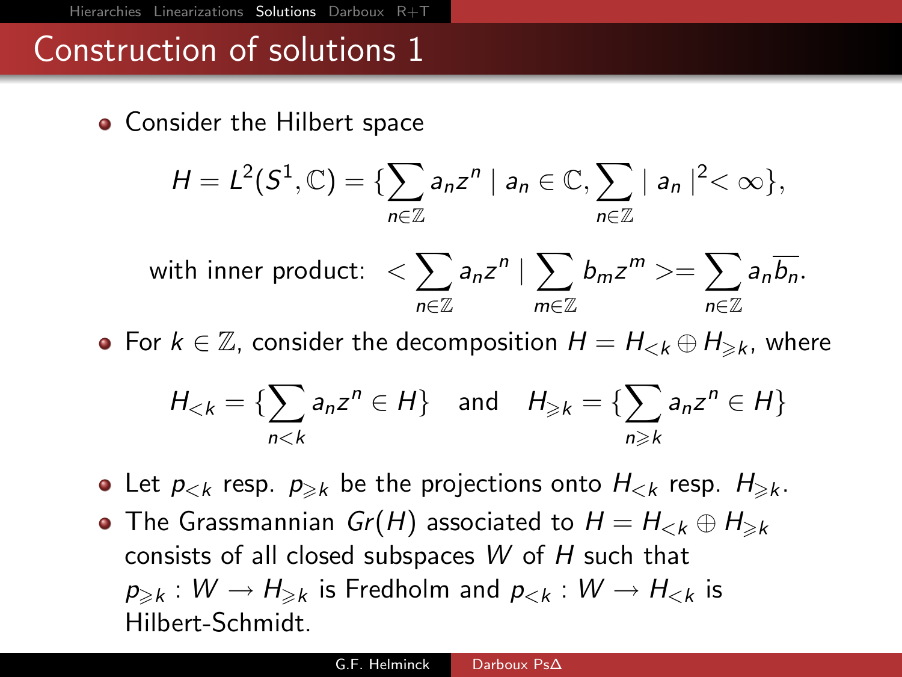# Construction of solutions 1

- Consider the Hilbert space

$$H = L^2(S^1, \mathbb{C}) = \{\sum_{n \in \mathbb{Z}} a_n z^n \mid a_n \in \mathbb{C}, \sum_{n \in \mathbb{Z}} \mid a_n \mid^2 < \infty\},$$

$$\text{with inner product: } < \sum_{n \in \mathbb{Z}} a_n z^n \mid \sum_{m \in \mathbb{Z}} b_m z^m >= \sum_{n \in \mathbb{Z}} a_n \overline{b_n}.$$

- For $k \in \mathbb{Z}$, consider the decomposition $H = H_{<k} \oplus H_{\geqslant k}$, where

$$H_{<k} = \{\sum_{n<k} a_n z^n \in H\} \quad \text{and} \quad H_{\geqslant k} = \{\sum_{n \geqslant k} a_n z^n \in H\}$$

- Let $p_{<k}$ resp. $p_{\geqslant k}$ be the projections onto $H_{<k}$ resp. $H_{\geqslant k}$.
- The Grassmannian $Gr(H)$ associated to $H = H_{<k} \oplus H_{\geqslant k}$ consists of all closed subspaces $W$ of $H$ such that $p_{\geqslant k} : W \to H_{\geqslant k}$ is Fredholm and $p_{<k} : W \to H_{<k}$ is Hilbert-Schmidt.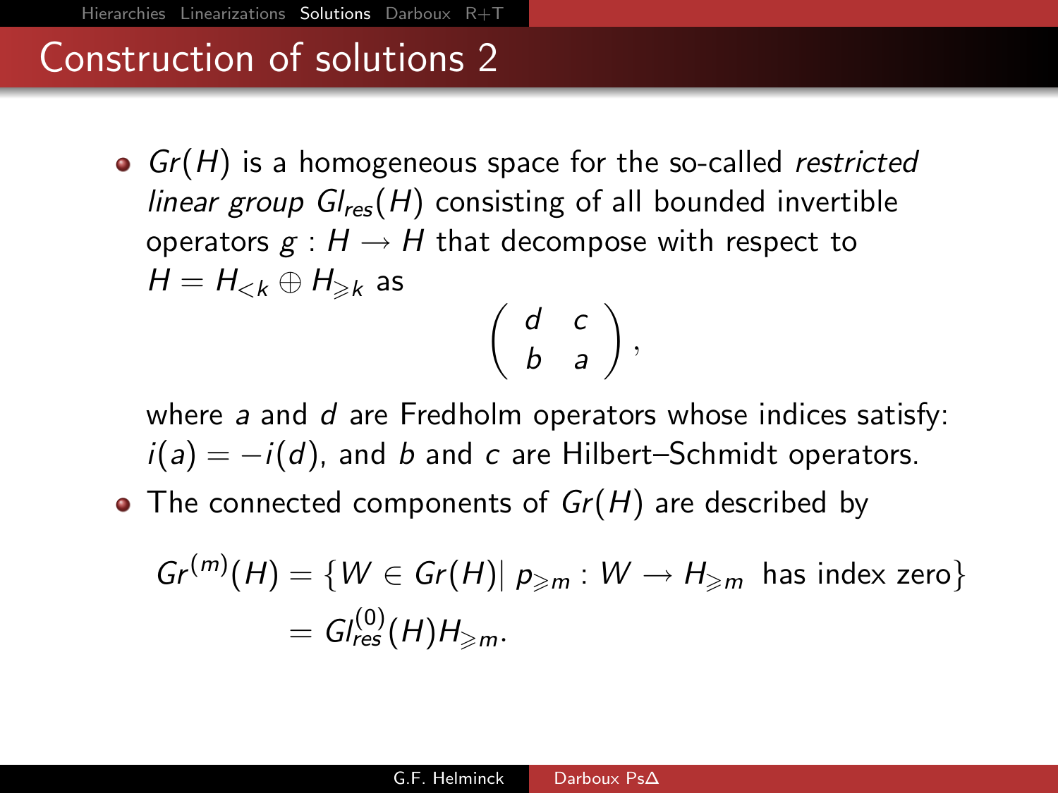# Construction of solutions 2

- $Gr(H)$ is a homogeneous space for the so-called *restricted linear group* $Gl_{res}(H)$ consisting of all bounded invertible operators $g : H \to H$ that decompose with respect to $H = H_{<k} \oplus H_{\geqslant k}$ as

$$\begin{pmatrix} d & c \\ b & a \end{pmatrix},$$

  where $a$ and $d$ are Fredholm operators whose indices satisfy: $i(a) = -i(d)$, and $b$ and $c$ are Hilbert–Schmidt operators.

- The connected components of $Gr(H)$ are described by

$$\begin{aligned} Gr^{(m)}(H) &= \{W \in Gr(H) |\; p_{\geqslant m} : W \to H_{\geqslant m} \text{ has index zero}\} \\ &= Gl^{(0)}_{res}(H) H_{\geqslant m}. \end{aligned}$$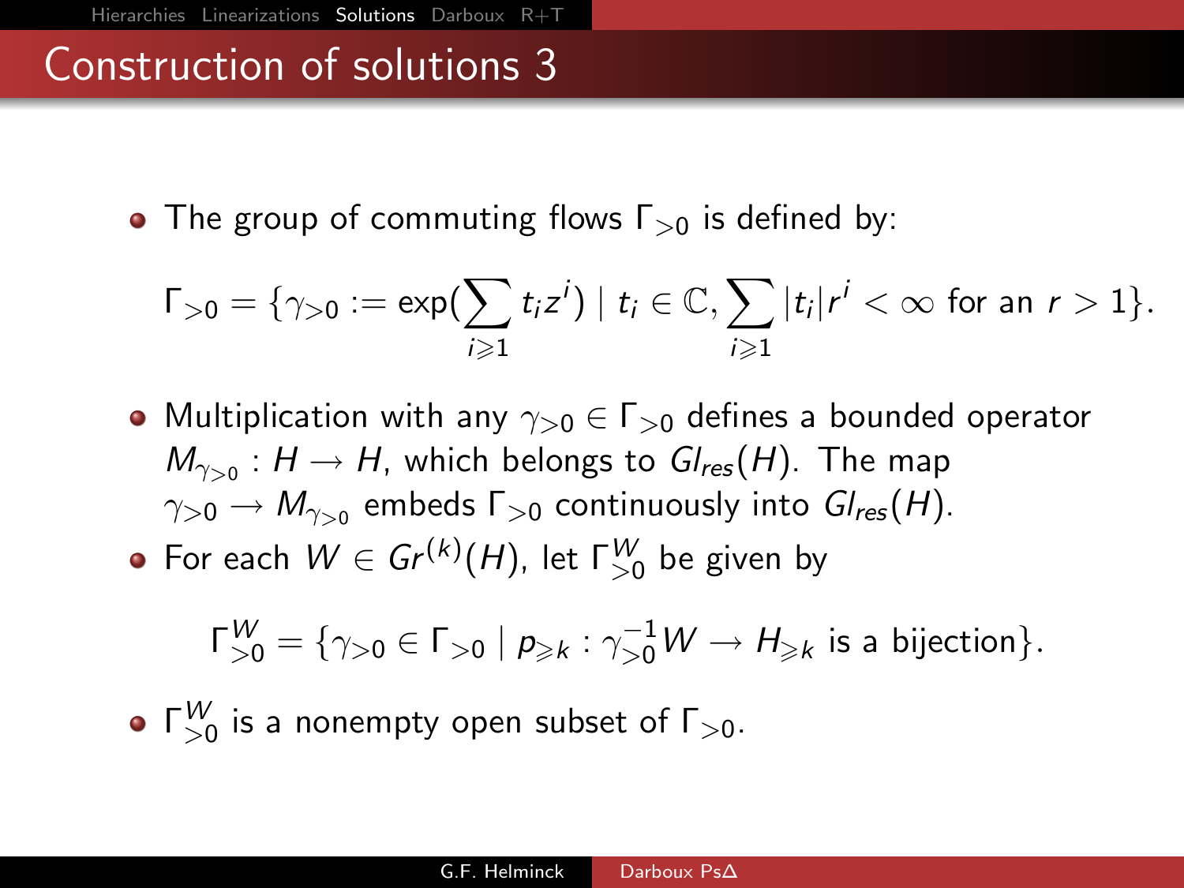# Construction of solutions 3

- The group of commuting flows $\Gamma_{>0}$ is defined by:

$$\Gamma_{>0} = \{\gamma_{>0} := \exp(\sum_{i \geqslant 1} t_i z^i) \mid t_i \in \mathbb{C}, \sum_{i \geqslant 1} |t_i| r^i < \infty \text{ for an } r > 1\}.$$

- Multiplication with any $\gamma_{>0} \in \Gamma_{>0}$ defines a bounded operator $M_{\gamma_{>0}} : H \to H$, which belongs to $Gl_{res}(H)$. The map $\gamma_{>0} \to M_{\gamma_{>0}}$ embeds $\Gamma_{>0}$ continuously into $Gl_{res}(H)$.
- For each $W \in Gr^{(k)}(H)$, let $\Gamma_{>0}^W$ be given by

$$\Gamma_{>0}^W = \{\gamma_{>0} \in \Gamma_{>0} \mid p_{\geqslant k} : \gamma_{>0}^{-1} W \to H_{\geqslant k} \text{ is a bijection}\}.$$

- $\Gamma_{>0}^W$ is a nonempty open subset of $\Gamma_{>0}$.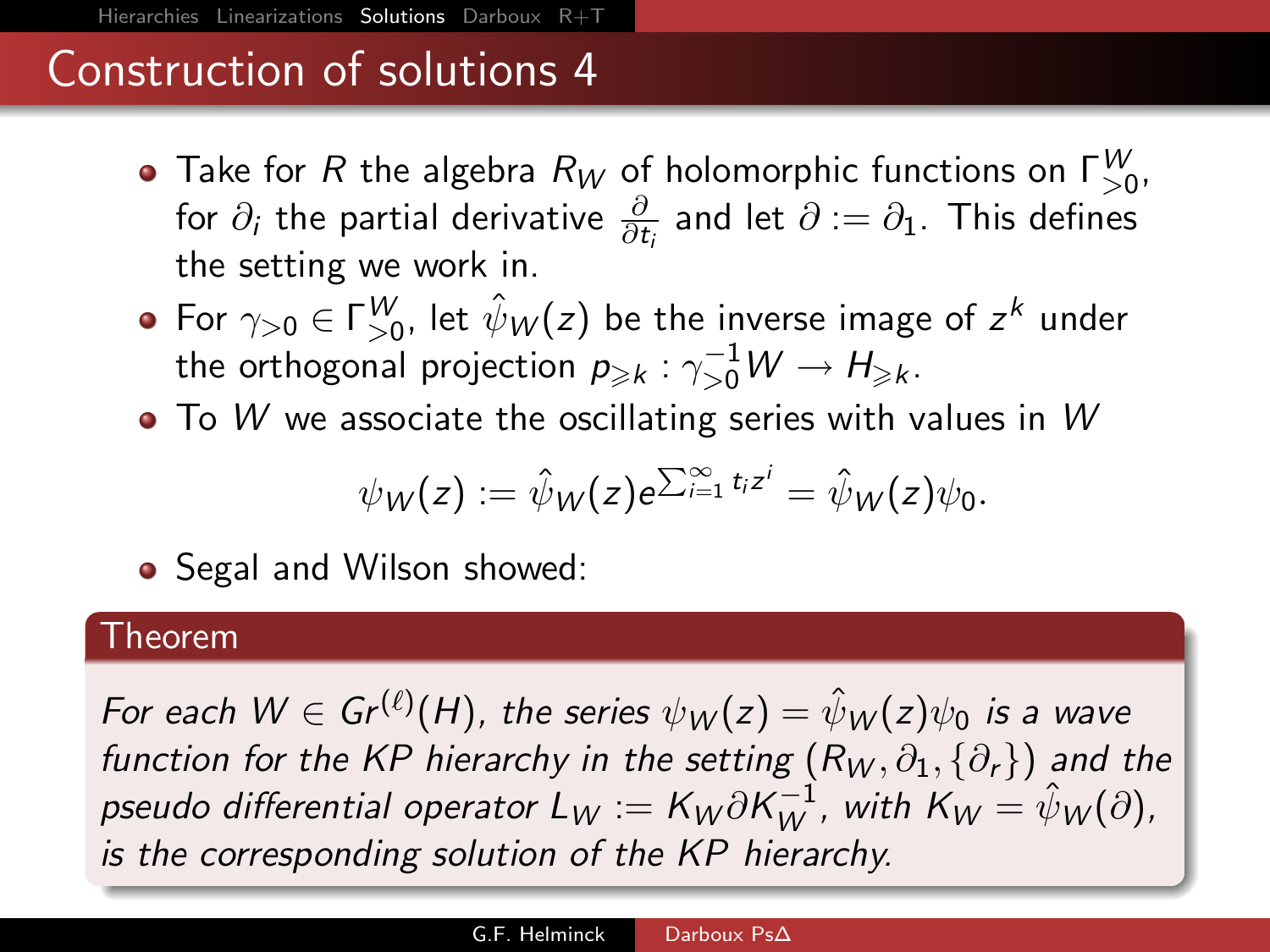# Construction of solutions 4

- Take for $R$ the algebra $R_W$ of holomorphic functions on $\Gamma^W_{>0}$, for $\partial_i$ the partial derivative $\frac{\partial}{\partial t_i}$ and let $\partial := \partial_1$. This defines the setting we work in.
- For $\gamma_{>0} \in \Gamma^W_{>0}$, let $\hat{\psi}_W(z)$ be the inverse image of $z^k$ under the orthogonal projection $p_{\geqslant k} : \gamma_{>0}^{-1} W \to H_{\geqslant k}$.
- To $W$ we associate the oscillating series with values in $W$

$$\psi_W(z) := \hat{\psi}_W(z) e^{\sum_{i=1}^{\infty} t_i z^i} = \hat{\psi}_W(z)\psi_0.$$

- Segal and Wilson showed:

**Theorem**

*For each $W \in Gr^{(\ell)}(H)$, the series $\psi_W(z) = \hat{\psi}_W(z)\psi_0$ is a wave function for the KP hierarchy in the setting $(R_W, \partial_1, \{\partial_r\})$ and the pseudo differential operator $L_W := K_W \partial K_W^{-1}$, with $K_W = \hat{\psi}_W(\partial)$, is the corresponding solution of the KP hierarchy.*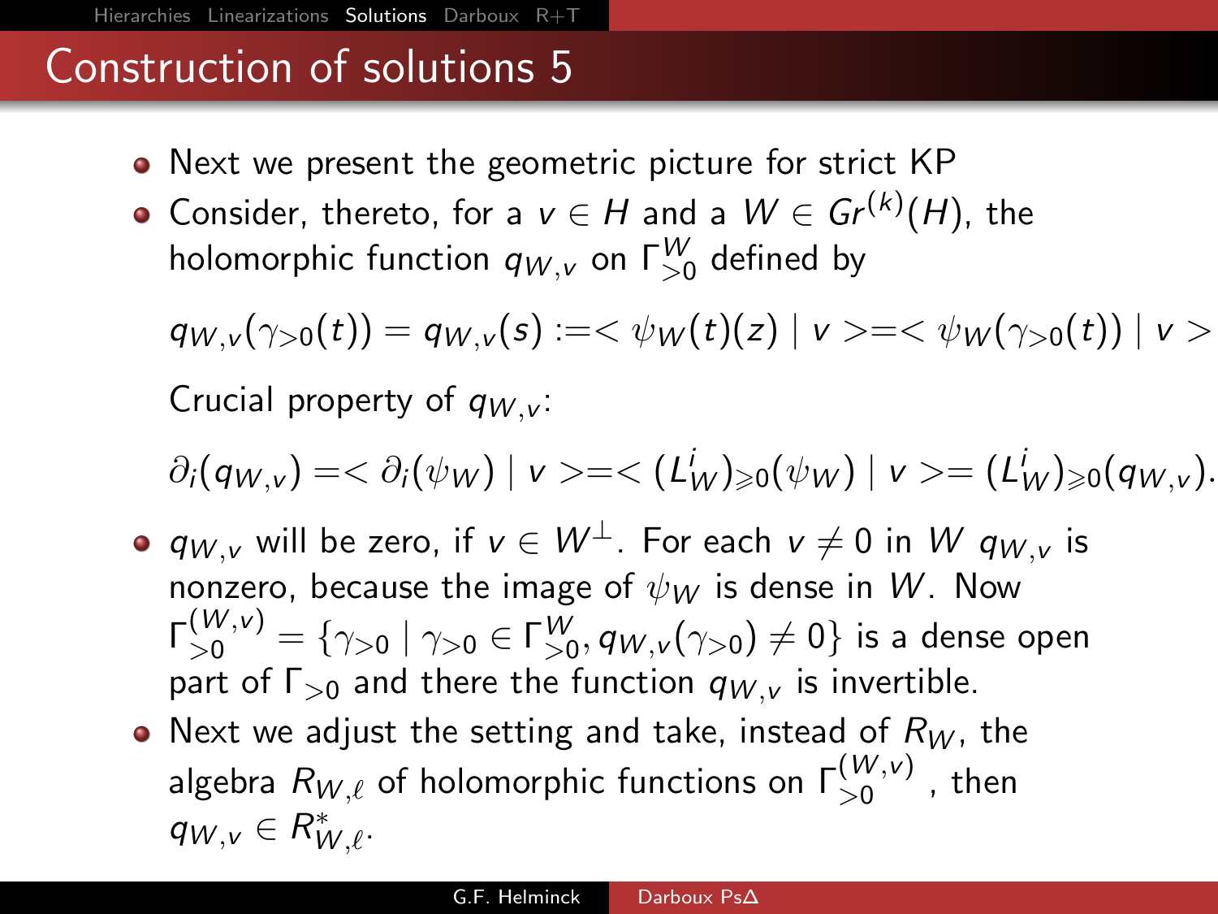# Construction of solutions 5

- Next we present the geometric picture for strict KP
- Consider, thereto, for a $v \in H$ and a $W \in Gr^{(k)}(H)$, the holomorphic function $q_{W,v}$ on $\Gamma_{>0}^{W}$ defined by

  $$q_{W,v}(\gamma_{>0}(t)) = q_{W,v}(s) := < \psi_W(t)(z) \mid v > = < \psi_W(\gamma_{>0}(t)) \mid v >$$

  Crucial property of $q_{W,v}$:

  $$\partial_i(q_{W,v}) = < \partial_i(\psi_W) \mid v > = < (L_W^i)_{\geqslant 0}(\psi_W) \mid v > = (L_W^i)_{\geqslant 0}(q_{W,v}).$$

- $q_{W,v}$ will be zero, if $v \in W^{\perp}$. For each $v \neq 0$ in $W$ $q_{W,v}$ is nonzero, because the image of $\psi_W$ is dense in $W$. Now $\Gamma_{>0}^{(W,v)} = \{\gamma_{>0} \mid \gamma_{>0} \in \Gamma_{>0}^{W}, q_{W,v}(\gamma_{>0}) \neq 0\}$ is a dense open part of $\Gamma_{>0}$ and there the function $q_{W,v}$ is invertible.
- Next we adjust the setting and take, instead of $R_W$, the algebra $R_{W,\ell}$ of holomorphic functions on $\Gamma_{>0}^{(W,v)}$ , then $q_{W,v} \in R_{W,\ell}^{*}$.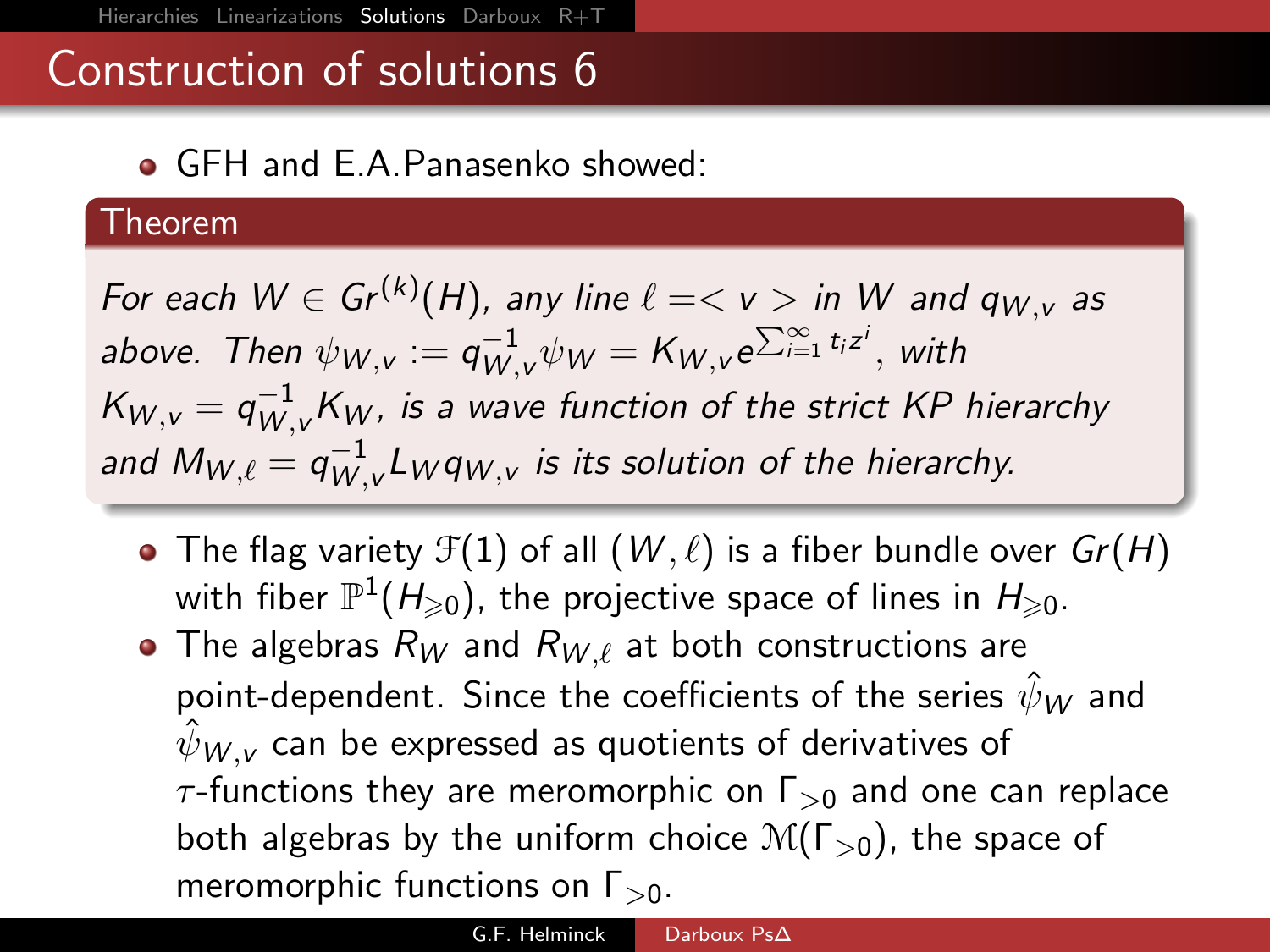# Construction of solutions 6

- GFH and E.A.Panasenko showed:

**Theorem**

*For each $W \in Gr^{(k)}(H)$, any line $\ell = < v >$ in $W$ and $q_{W,v}$ as above. Then $\psi_{W,v} := q_{W,v}^{-1}\psi_W = K_{W,v}e^{\sum_{i=1}^{\infty} t_i z^i}$, with $K_{W,v} = q_{W,v}^{-1}K_W$, is a wave function of the strict KP hierarchy and $M_{W,\ell} = q_{W,v}^{-1}L_W q_{W,v}$ is its solution of the hierarchy.*

- The flag variety $\mathcal{F}(1)$ of all $(W, \ell)$ is a fiber bundle over $Gr(H)$ with fiber $\mathbb{P}^1(H_{\geqslant 0})$, the projective space of lines in $H_{\geqslant 0}$.
- The algebras $R_W$ and $R_{W,\ell}$ at both constructions are point-dependent. Since the coefficients of the series $\hat{\psi}_W$ and $\hat{\psi}_{W,v}$ can be expressed as quotients of derivatives of $\tau$-functions they are meromorphic on $\Gamma_{>0}$ and one can replace both algebras by the uniform choice $\mathcal{M}(\Gamma_{>0})$, the space of meromorphic functions on $\Gamma_{>0}$.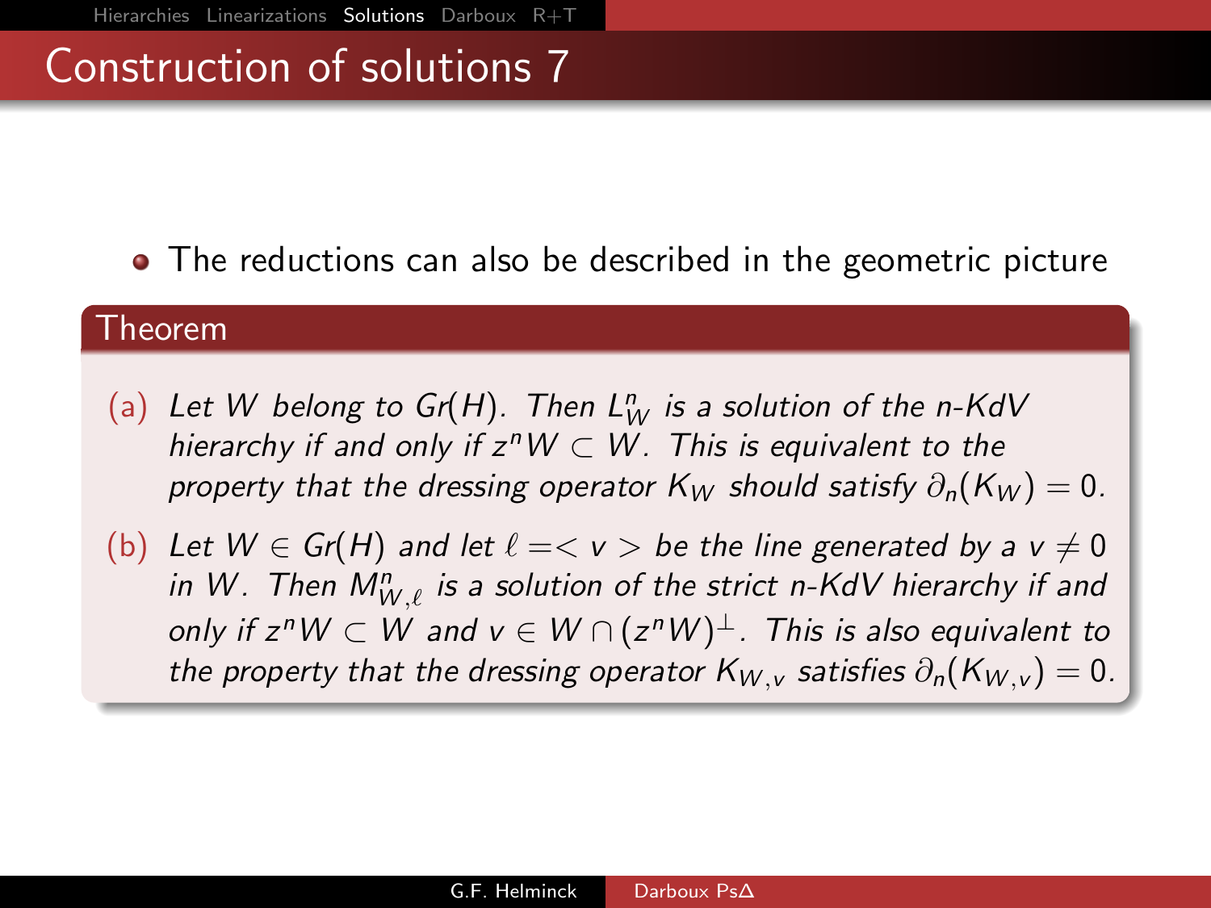# Construction of solutions 7

- The reductions can also be described in the geometric picture

**Theorem**

(a) *Let $W$ belong to $Gr(H)$. Then $L_W^n$ is a solution of the n-KdV hierarchy if and only if $z^n W \subset W$. This is equivalent to the property that the dressing operator $K_W$ should satisfy $\partial_n(K_W) = 0$.*

(b) *Let $W \in Gr(H)$ and let $\ell =< v >$ be the line generated by a $v \neq 0$ in $W$. Then $M_{W,\ell}^n$ is a solution of the strict n-KdV hierarchy if and only if $z^n W \subset W$ and $v \in W \cap (z^n W)^{\perp}$. This is also equivalent to the property that the dressing operator $K_{W,v}$ satisfies $\partial_n(K_{W,v}) = 0$.*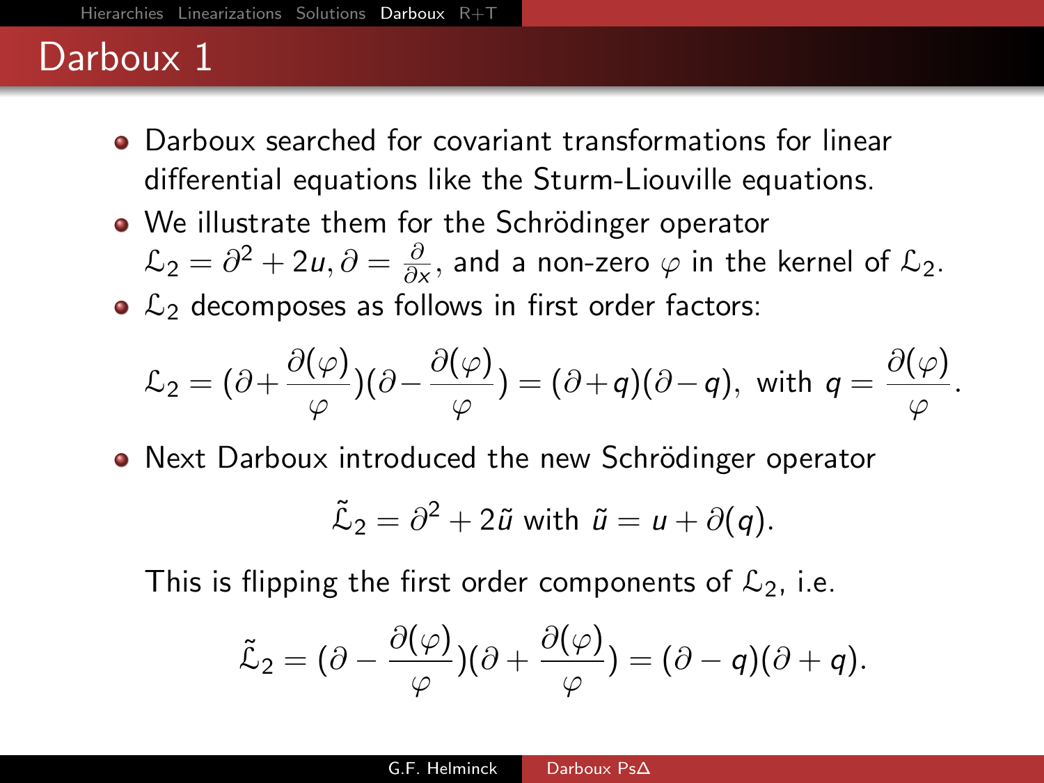# Darboux 1

- Darboux searched for covariant transformations for linear differential equations like the Sturm-Liouville equations.
- We illustrate them for the Schrödinger operator $\mathcal{L}_2 = \partial^2 + 2u, \partial = \frac{\partial}{\partial x}$, and a non-zero $\varphi$ in the kernel of $\mathcal{L}_2$.
- $\mathcal{L}_2$ decomposes as follows in first order factors:

$$\mathcal{L}_2 = (\partial + \frac{\partial(\varphi)}{\varphi})(\partial - \frac{\partial(\varphi)}{\varphi}) = (\partial + q)(\partial - q), \text{ with } q = \frac{\partial(\varphi)}{\varphi}.$$

- Next Darboux introduced the new Schrödinger operator

$$\tilde{\mathcal{L}}_2 = \partial^2 + 2\tilde{u} \text{ with } \tilde{u} = u + \partial(q).$$

  This is flipping the first order components of $\mathcal{L}_2$, i.e.

$$\tilde{\mathcal{L}}_2 = (\partial - \frac{\partial(\varphi)}{\varphi})(\partial + \frac{\partial(\varphi)}{\varphi}) = (\partial - q)(\partial + q).$$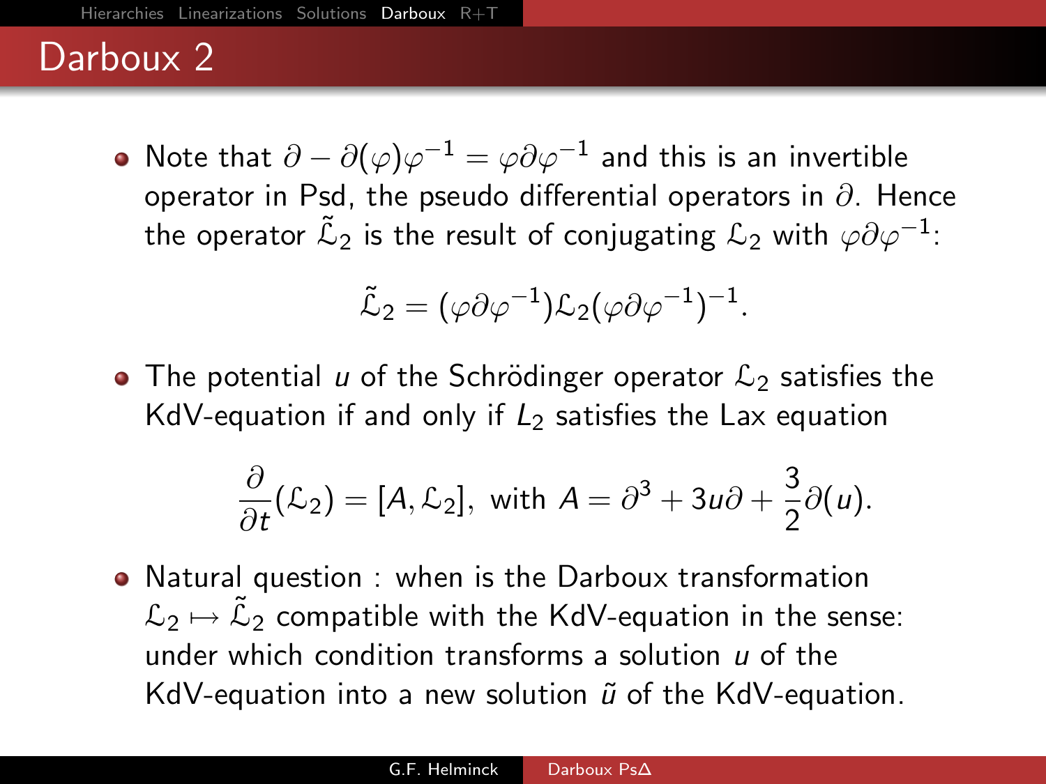# Darboux 2

- Note that $\partial - \partial(\varphi)\varphi^{-1} = \varphi\partial\varphi^{-1}$ and this is an invertible operator in Psd, the pseudo differential operators in $\partial$. Hence the operator $\tilde{\mathfrak{L}}_2$ is the result of conjugating $\mathfrak{L}_2$ with $\varphi\partial\varphi^{-1}$:

$$\tilde{\mathfrak{L}}_2 = (\varphi\partial\varphi^{-1})\mathfrak{L}_2(\varphi\partial\varphi^{-1})^{-1}.$$

- The potential $u$ of the Schrödinger operator $\mathfrak{L}_2$ satisfies the KdV-equation if and only if $L_2$ satisfies the Lax equation

$$\frac{\partial}{\partial t}(\mathfrak{L}_2) = [A, \mathfrak{L}_2], \text{ with } A = \partial^3 + 3u\partial + \frac{3}{2}\partial(u).$$

- Natural question : when is the Darboux transformation $\mathfrak{L}_2 \mapsto \tilde{\mathfrak{L}}_2$ compatible with the KdV-equation in the sense: under which condition transforms a solution $u$ of the KdV-equation into a new solution $\tilde{u}$ of the KdV-equation.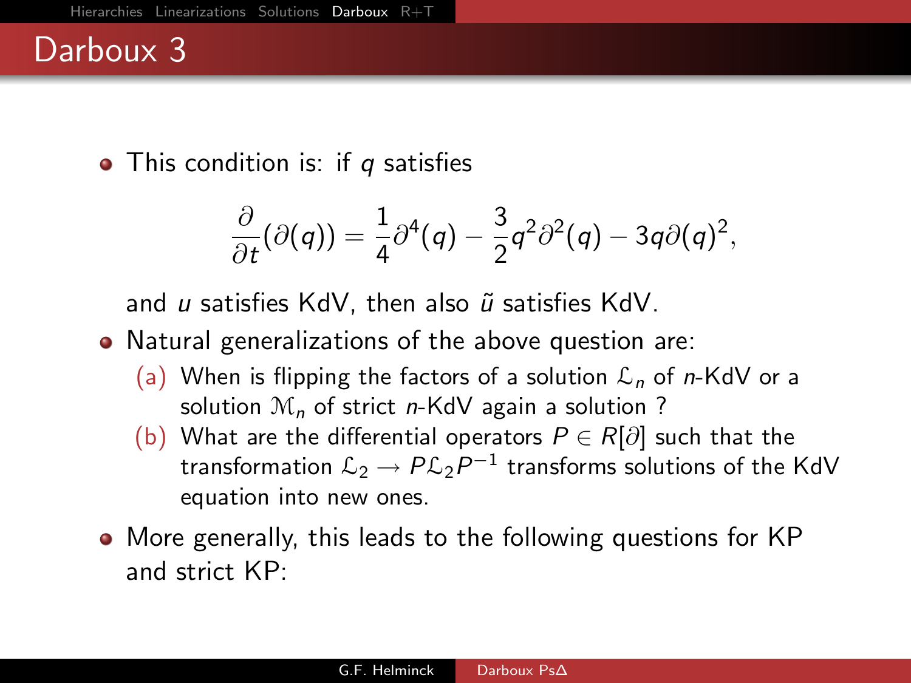# Darboux 3

- This condition is: if $q$ satisfies

$$\frac{\partial}{\partial t}(\partial(q)) = \frac{1}{4}\partial^4(q) - \frac{3}{2}q^2\partial^2(q) - 3q\partial(q)^2,$$

  and $u$ satisfies KdV, then also $\tilde{u}$ satisfies KdV.

- Natural generalizations of the above question are:
  - (a) When is flipping the factors of a solution $\mathcal{L}_n$ of $n$-KdV or a solution $\mathcal{M}_n$ of strict $n$-KdV again a solution ?
  - (b) What are the differential operators $P \in R[\partial]$ such that the transformation $\mathcal{L}_2 \to P\mathcal{L}_2P^{-1}$ transforms solutions of the KdV equation into new ones.

- More generally, this leads to the following questions for KP and strict KP: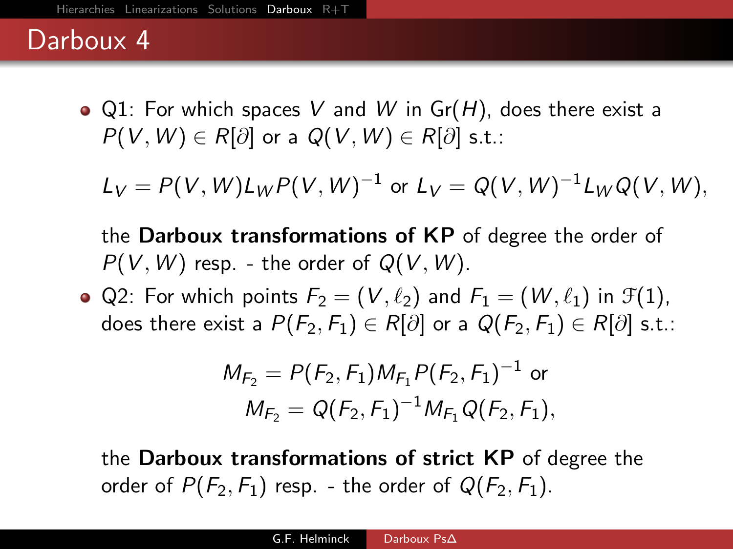# Darboux 4

- Q1: For which spaces $V$ and $W$ in $\mathrm{Gr}(H)$, does there exist a $P(V,W) \in R[\partial]$ or a $Q(V,W) \in R[\partial]$ s.t.:

  $$L_V = P(V,W)L_W P(V,W)^{-1} \text{ or } L_V = Q(V,W)^{-1} L_W Q(V,W),$$

  the **Darboux transformations of KP** of degree the order of $P(V,W)$ resp. - the order of $Q(V,W)$.

- Q2: For which points $F_2 = (V, \ell_2)$ and $F_1 = (W, \ell_1)$ in $\mathcal{F}(1)$, does there exist a $P(F_2, F_1) \in R[\partial]$ or a $Q(F_2, F_1) \in R[\partial]$ s.t.:

  $$M_{F_2} = P(F_2,F_1) M_{F_1} P(F_2,F_1)^{-1} \text{ or}$$
  $$M_{F_2} = Q(F_2,F_1)^{-1} M_{F_1} Q(F_2,F_1),$$

  the **Darboux transformations of strict KP** of degree the order of $P(F_2, F_1)$ resp. - the order of $Q(F_2, F_1)$.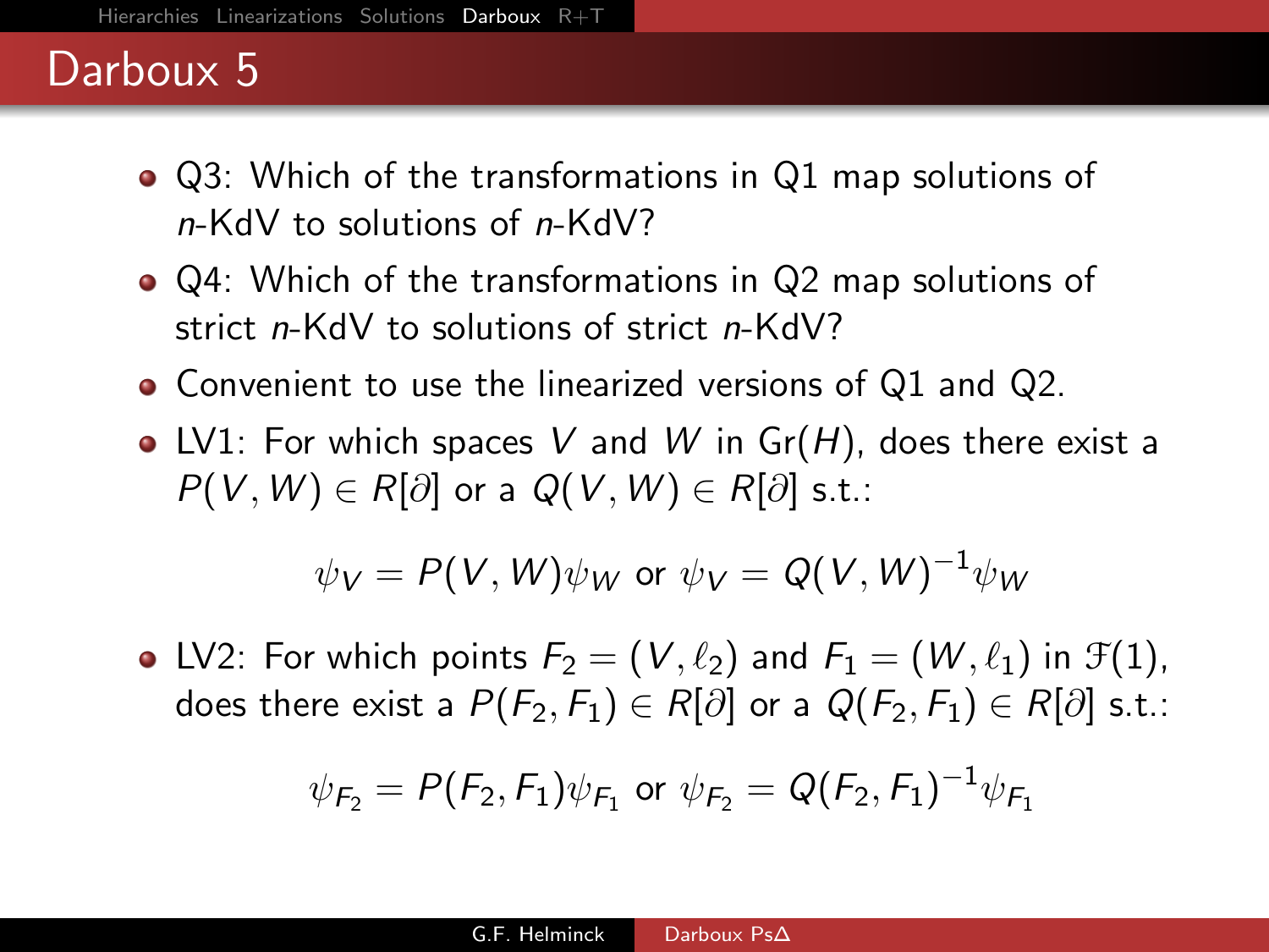# Darboux 5

- Q3: Which of the transformations in Q1 map solutions of $n$-KdV to solutions of $n$-KdV?
- Q4: Which of the transformations in Q2 map solutions of strict $n$-KdV to solutions of strict $n$-KdV?
- Convenient to use the linearized versions of Q1 and Q2.
- LV1: For which spaces $V$ and $W$ in $\mathrm{Gr}(H)$, does there exist a $P(V,W) \in R[\partial]$ or a $Q(V,W) \in R[\partial]$ s.t.:

$$\psi_V = P(V,W)\psi_W \text{ or } \psi_V = Q(V,W)^{-1}\psi_W$$

- LV2: For which points $F_2 = (V, \ell_2)$ and $F_1 = (W, \ell_1)$ in $\mathcal{F}(1)$, does there exist a $P(F_2, F_1) \in R[\partial]$ or a $Q(F_2, F_1) \in R[\partial]$ s.t.:

$$\psi_{F_2} = P(F_2, F_1)\psi_{F_1} \text{ or } \psi_{F_2} = Q(F_2, F_1)^{-1}\psi_{F_1}$$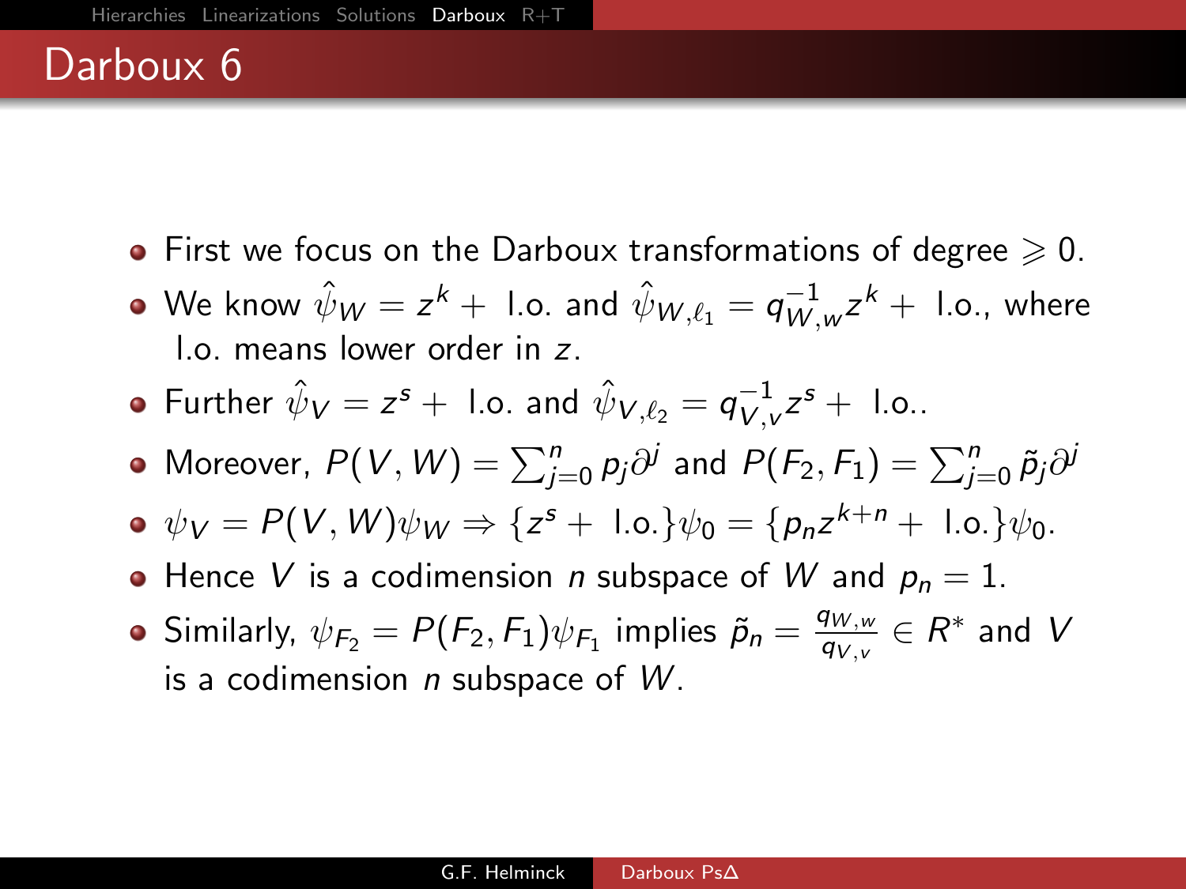# Darboux 6

- First we focus on the Darboux transformations of degree $\geqslant 0$.
- We know $\hat{\psi}_W = z^k +$ l.o. and $\hat{\psi}_{W,\ell_1} = q_{W,w}^{-1} z^k +$ l.o., where l.o. means lower order in $z$.
- Further $\hat{\psi}_V = z^s +$ l.o. and $\hat{\psi}_{V,\ell_2} = q_{V,v}^{-1} z^s +$ l.o..
- Moreover, $P(V,W) = \sum_{j=0}^{n} p_j \partial^j$ and $P(F_2, F_1) = \sum_{j=0}^{n} \tilde{p}_j \partial^j$
- $\psi_V = P(V,W)\psi_W \Rightarrow \{z^s + \text{ l.o.}\}\psi_0 = \{p_n z^{k+n} + \text{ l.o.}\}\psi_0$.
- Hence $V$ is a codimension $n$ subspace of $W$ and $p_n = 1$.
- Similarly, $\psi_{F_2} = P(F_2, F_1)\psi_{F_1}$ implies $\tilde{p}_n = \frac{q_{W,w}}{q_{V,v}} \in R^*$ and $V$ is a codimension $n$ subspace of $W$.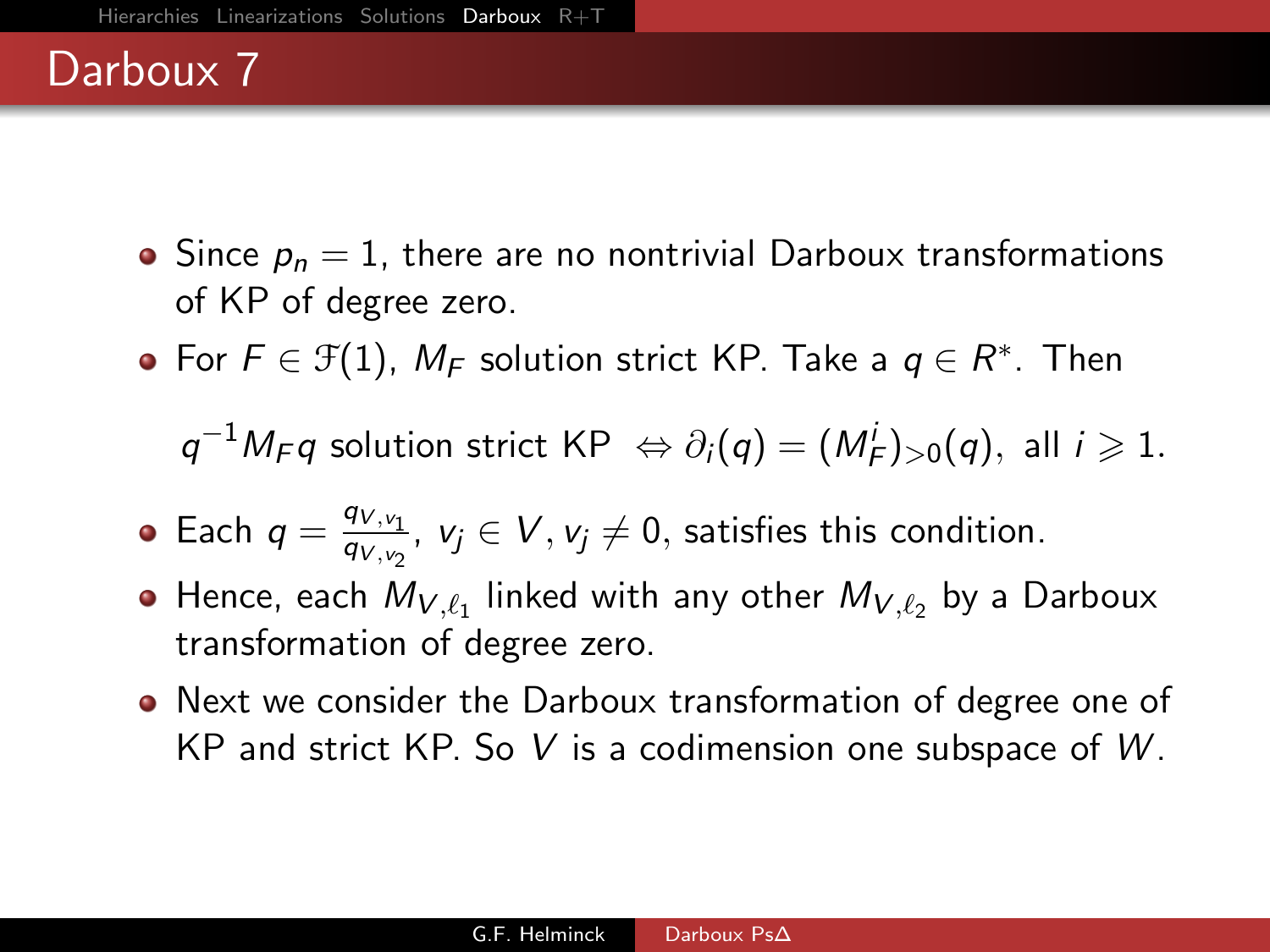# Darboux 7

- Since $p_n = 1$, there are no nontrivial Darboux transformations of KP of degree zero.
- For $F \in \mathfrak{F}(1)$, $M_F$ solution strict KP. Take a $q \in R^*$. Then

$$q^{-1} M_F q \text{ solution strict KP } \Leftrightarrow \partial_i(q) = (M_F^i)_{>0}(q), \text{ all } i \geqslant 1.$$

- Each $q = \frac{q_{V,v_1}}{q_{V,v_2}}$, $v_j \in V, v_j \neq 0$, satisfies this condition.
- Hence, each $M_{V,\ell_1}$ linked with any other $M_{V,\ell_2}$ by a Darboux transformation of degree zero.
- Next we consider the Darboux transformation of degree one of KP and strict KP. So $V$ is a codimension one subspace of $W$.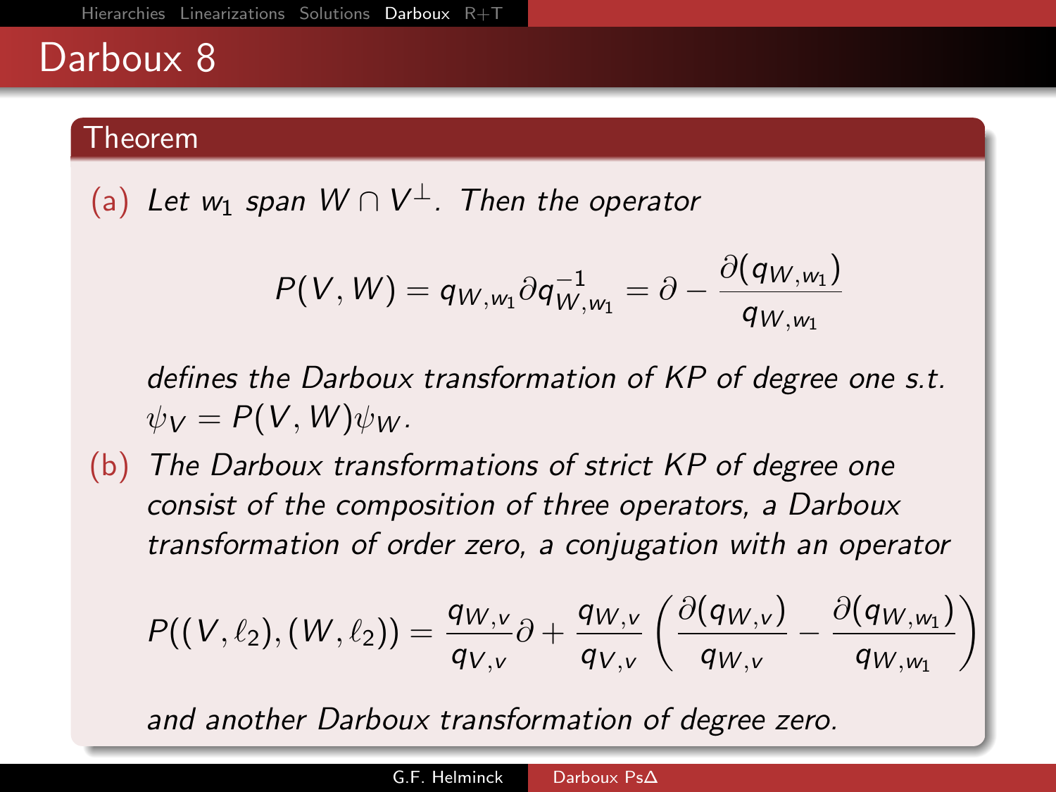# Darboux 8

**Theorem**

(a) *Let $w_1$ span $W \cap V^{\perp}$. Then the operator*

$$P(V,W) = q_{W,w_1} \partial q_{W,w_1}^{-1} = \partial - \frac{\partial(q_{W,w_1})}{q_{W,w_1}}$$

*defines the Darboux transformation of KP of degree one s.t. $\psi_V = P(V,W)\psi_W$.*

(b) *The Darboux transformations of strict KP of degree one consist of the composition of three operators, a Darboux transformation of order zero, a conjugation with an operator*

$$P((V,\ell_2),(W,\ell_2)) = \frac{q_{W,v}}{q_{V,v}}\partial + \frac{q_{W,v}}{q_{V,v}}\left(\frac{\partial(q_{W,v})}{q_{W,v}} - \frac{\partial(q_{W,w_1})}{q_{W,w_1}}\right)$$

*and another Darboux transformation of degree zero.*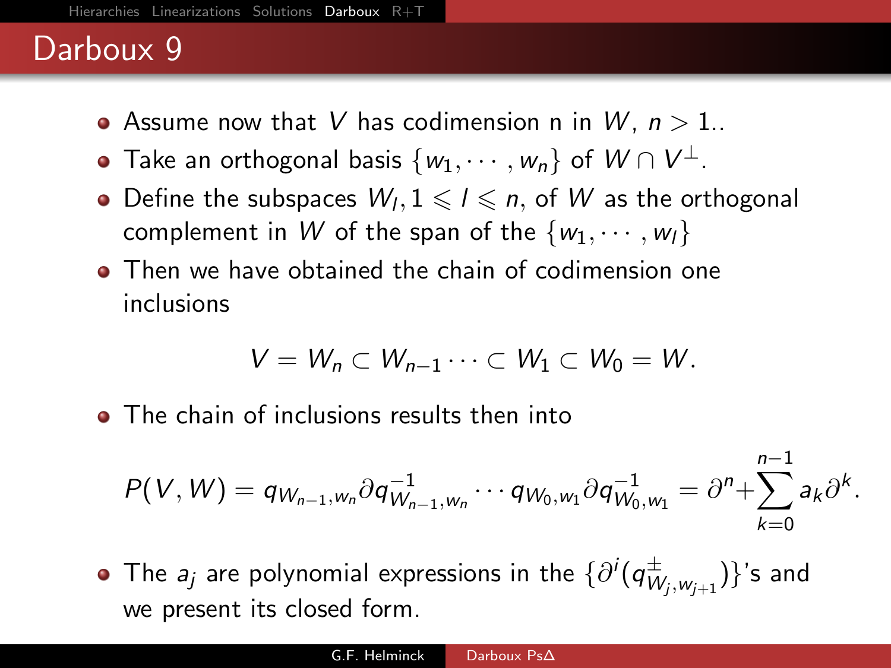# Darboux 9

- Assume now that $V$ has codimension n in $W$, $n > 1$..
- Take an orthogonal basis $\{w_1, \cdots, w_n\}$ of $W \cap V^{\perp}$.
- Define the subspaces $W_l, 1 \leqslant l \leqslant n$, of $W$ as the orthogonal complement in $W$ of the span of the $\{w_1, \cdots, w_l\}$
- Then we have obtained the chain of codimension one inclusions

$$V = W_n \subset W_{n-1} \cdots \subset W_1 \subset W_0 = W.$$

- The chain of inclusions results then into

$$P(V, W) = q_{W_{n-1}, w_n} \partial q_{W_{n-1}, w_n}^{-1} \cdots q_{W_0, w_1} \partial q_{W_0, w_1}^{-1} = \partial^n + \sum_{k=0}^{n-1} a_k \partial^k.$$

- The $a_j$ are polynomial expressions in the $\{\partial^i (q_{W_j, w_{j+1}}^{\pm})\}$'s and we present its closed form.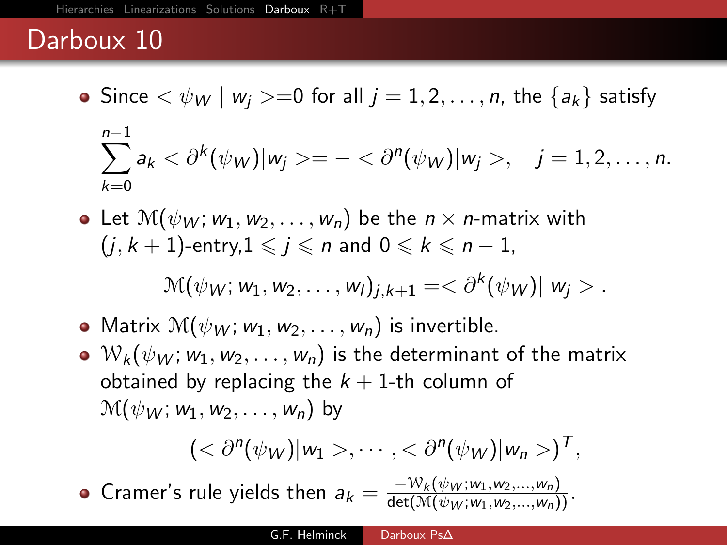# Darboux 10

- Since $< \psi_W \mid w_j >= 0$ for all $j = 1, 2, \ldots, n$, the $\{a_k\}$ satisfy

$$\sum_{k=0}^{n-1} a_k < \partial^k(\psi_W)|w_j >= - < \partial^n(\psi_W)|w_j >, \quad j = 1, 2, \ldots, n.$$

- Let $\mathcal{M}(\psi_W; w_1, w_2, \ldots, w_n)$ be the $n \times n$-matrix with $(j, k+1)$-entry, $1 \leqslant j \leqslant n$ and $0 \leqslant k \leqslant n-1$,

$$\mathcal{M}(\psi_W; w_1, w_2, \ldots, w_l)_{j,k+1} =< \partial^k(\psi_W)| \ w_j > .$$

- Matrix $\mathcal{M}(\psi_W; w_1, w_2, \ldots, w_n)$ is invertible.
- $\mathcal{W}_k(\psi_W; w_1, w_2, \ldots, w_n)$ is the determinant of the matrix obtained by replacing the $k+1$-th column of $\mathcal{M}(\psi_W; w_1, w_2, \ldots, w_n)$ by

$$(< \partial^n(\psi_W)|w_1 >, \cdots, < \partial^n(\psi_W)|w_n >)^T,$$

- Cramer's rule yields then $a_k = \frac{-\mathcal{W}_k(\psi_W; w_1, w_2, \ldots, w_n)}{\det(\mathcal{M}(\psi_W; w_1, w_2, \ldots, w_n))}$.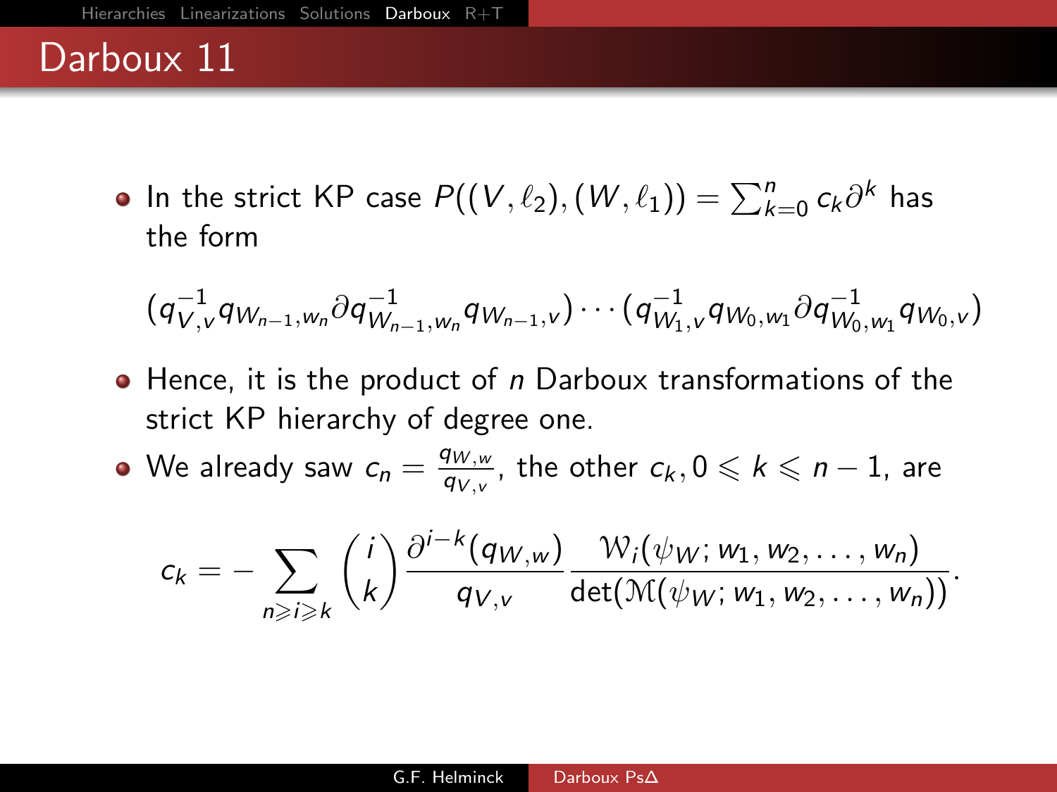# Darboux 11

- In the strict KP case $P((V,\ell_2),(W,\ell_1)) = \sum_{k=0}^{n} c_k \partial^k$ has the form

$$(q_{V,v}^{-1} q_{W_{n-1},w_n} \partial q_{W_{n-1},w_n}^{-1} q_{W_{n-1},v}) \cdots (q_{W_1,v}^{-1} q_{W_0,w_1} \partial q_{W_0,w_1}^{-1} q_{W_0,v})$$

- Hence, it is the product of $n$ Darboux transformations of the strict KP hierarchy of degree one.
- We already saw $c_n = \frac{q_{W,w}}{q_{V,v}}$, the other $c_k, 0 \leqslant k \leqslant n-1$, are

$$c_k = -\sum_{n \geqslant i \geqslant k} \binom{i}{k} \frac{\partial^{i-k}(q_{W,w})}{q_{V,v}} \frac{\mathcal{W}_i(\psi_W; w_1, w_2, \ldots, w_n)}{\det(\mathcal{M}(\psi_W; w_1, w_2, \ldots, w_n))}.$$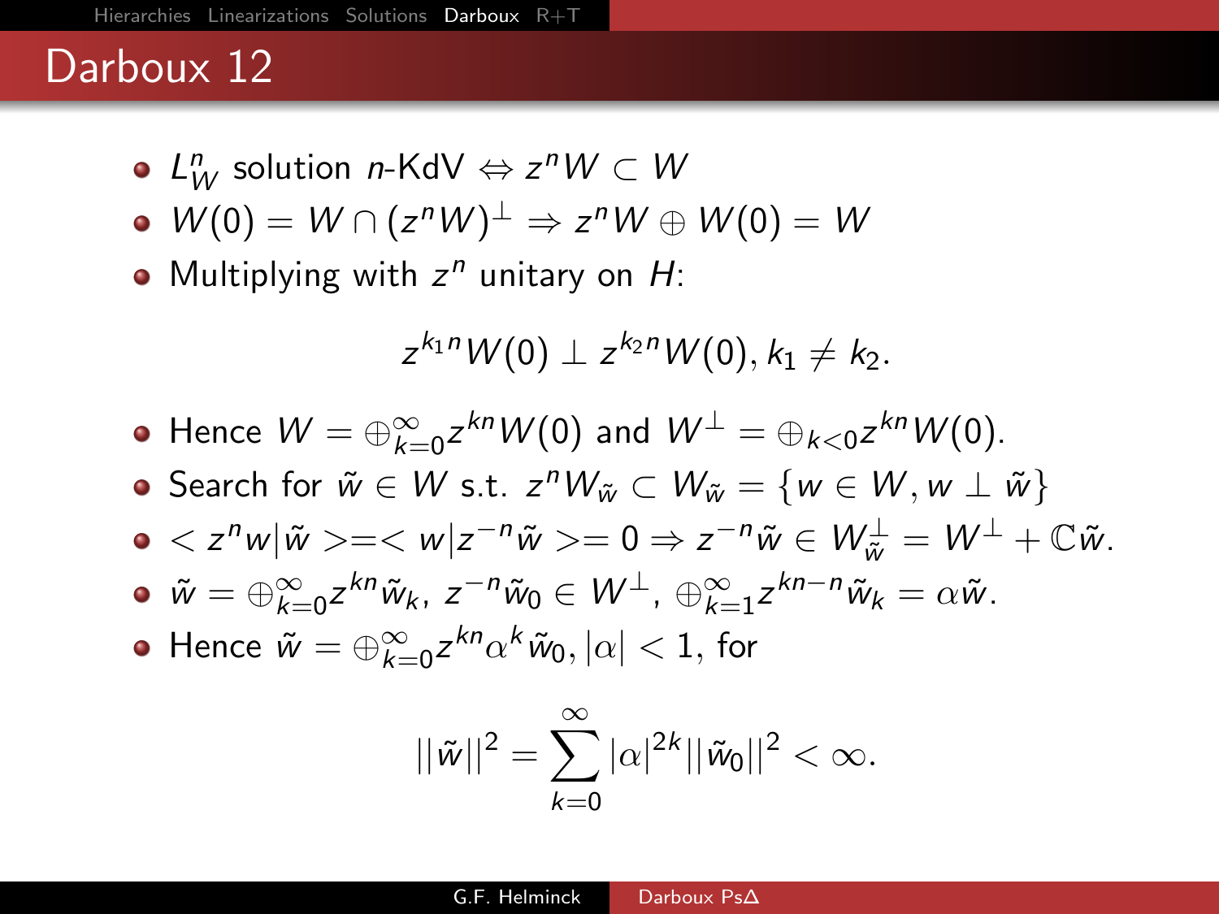# Darboux 12

- $L_W^n$ solution $n$-KdV $\Leftrightarrow z^n W \subset W$
- $W(0) = W \cap (z^n W)^{\perp} \Rightarrow z^n W \oplus W(0) = W$
- Multiplying with $z^n$ unitary on $H$:

$$z^{k_1 n} W(0) \perp z^{k_2 n} W(0), k_1 \neq k_2.$$

- Hence $W = \oplus_{k=0}^{\infty} z^{kn} W(0)$ and $W^{\perp} = \oplus_{k<0} z^{kn} W(0)$.
- Search for $\tilde{w} \in W$ s.t. $z^n W_{\tilde{w}} \subset W_{\tilde{w}} = \{w \in W, w \perp \tilde{w}\}$
- $< z^n w | \tilde{w} > = < w | z^{-n} \tilde{w} > = 0 \Rightarrow z^{-n} \tilde{w} \in W_{\tilde{w}}^{\perp} = W^{\perp} + \mathbb{C}\tilde{w}$.
- $\tilde{w} = \oplus_{k=0}^{\infty} z^{kn} \tilde{w}_k$, $z^{-n} \tilde{w}_0 \in W^{\perp}$, $\oplus_{k=1}^{\infty} z^{kn-n} \tilde{w}_k = \alpha \tilde{w}$.
- Hence $\tilde{w} = \oplus_{k=0}^{\infty} z^{kn} \alpha^k \tilde{w}_0, |\alpha| < 1$, for

$$||\tilde{w}||^2 = \sum_{k=0}^{\infty} |\alpha|^{2k} ||\tilde{w}_0||^2 < \infty.$$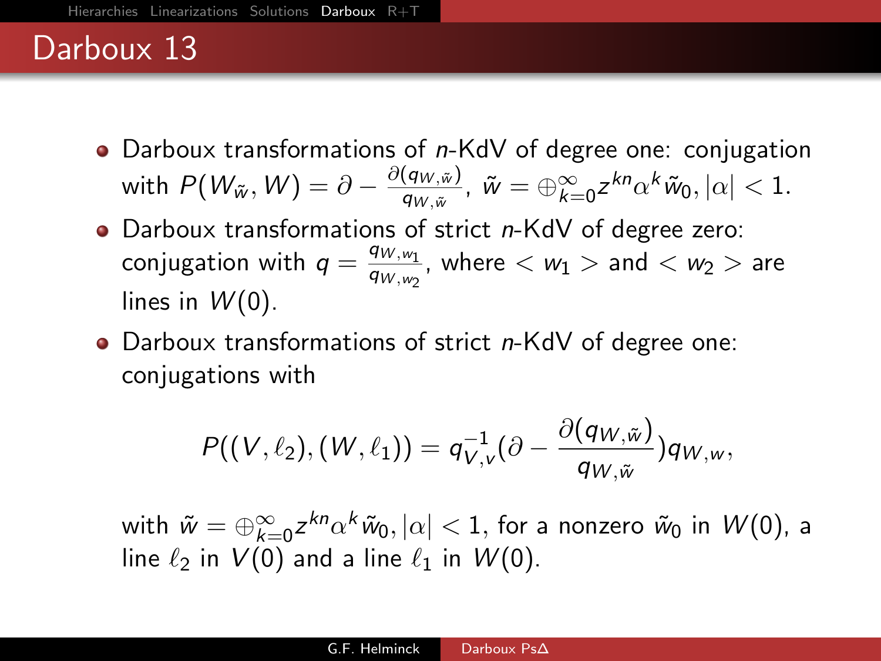# Darboux 13

- Darboux transformations of $n$-KdV of degree one: conjugation with $P(W_{\tilde{w}}, W) = \partial - \frac{\partial(q_{W,\tilde{w}})}{q_{W,\tilde{w}}}$, $\tilde{w} = \oplus_{k=0}^{\infty} z^{kn} \alpha^k \tilde{w}_0, |\alpha| < 1$.
- Darboux transformations of strict $n$-KdV of degree zero: conjugation with $q = \frac{q_{W,w_1}}{q_{W,w_2}}$, where $< w_1 >$ and $< w_2 >$ are lines in $W(0)$.
- Darboux transformations of strict $n$-KdV of degree one: conjugations with

$$P((V, \ell_2), (W, \ell_1)) = q_{V,v}^{-1}(\partial - \frac{\partial(q_{W,\tilde{w}})}{q_{W,\tilde{w}}})q_{W,w},$$

with $\tilde{w} = \oplus_{k=0}^{\infty} z^{kn} \alpha^k \tilde{w}_0, |\alpha| < 1$, for a nonzero $\tilde{w}_0$ in $W(0)$, a line $\ell_2$ in $V(0)$ and a line $\ell_1$ in $W(0)$.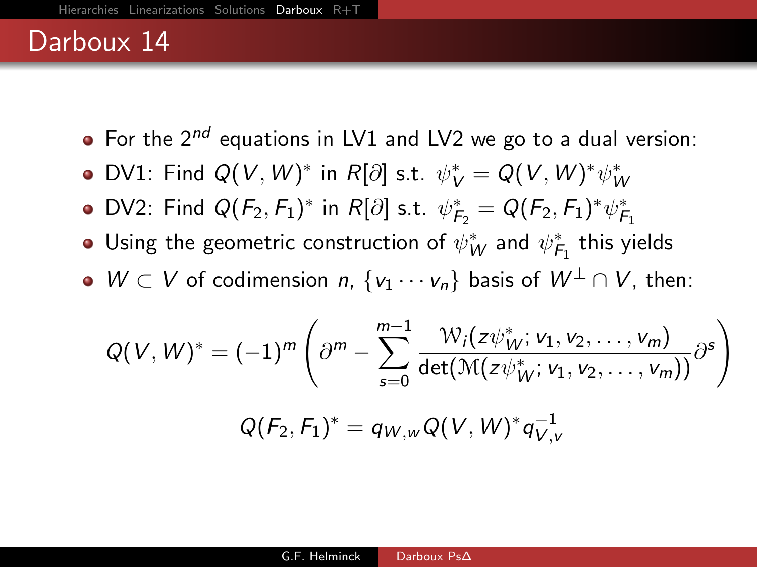# Darboux 14

- For the $2^{nd}$ equations in LV1 and LV2 we go to a dual version:
- DV1: Find $Q(V,W)^*$ in $R[\partial]$ s.t. $\psi_V^* = Q(V,W)^*\psi_W^*$
- DV2: Find $Q(F_2,F_1)^*$ in $R[\partial]$ s.t. $\psi_{F_2}^* = Q(F_2,F_1)^*\psi_{F_1}^*$
- Using the geometric construction of $\psi_W^*$ and $\psi_{F_1}^*$ this yields
- $W \subset V$ of codimension $n$, $\{v_1 \cdots v_n\}$ basis of $W^\perp \cap V$, then:

$$Q(V,W)^* = (-1)^m \left( \partial^m - \sum_{s=0}^{m-1} \frac{\mathcal{W}_i(z\psi_W^*; v_1, v_2, \ldots, v_m)}{\det(\mathcal{M}(z\psi_W^*; v_1, v_2, \ldots, v_m))} \partial^s \right)$$

$$Q(F_2,F_1)^* = q_{W,w} Q(V,W)^* q_{V,v}^{-1}$$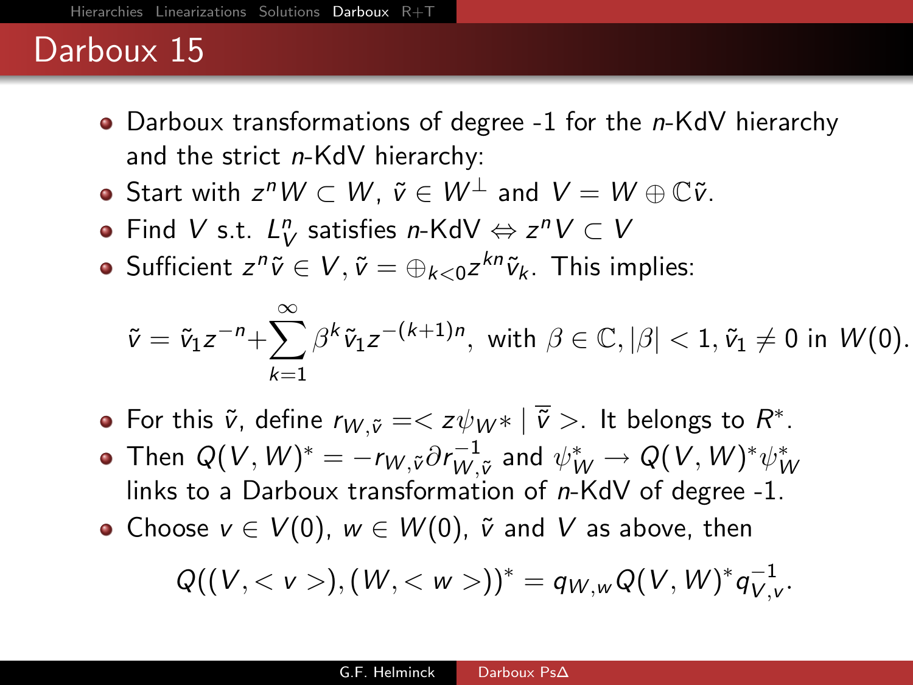# Darboux 15

- Darboux transformations of degree -1 for the $n$-KdV hierarchy and the strict $n$-KdV hierarchy:
- Start with $z^n W \subset W$, $\tilde{v} \in W^{\perp}$ and $V = W \oplus \mathbb{C}\tilde{v}$.
- Find $V$ s.t. $L_V^n$ satisfies $n$-KdV $\Leftrightarrow z^n V \subset V$
- Sufficient $z^n \tilde{v} \in V, \tilde{v} = \oplus_{k<0} z^{kn} \tilde{v}_k$. This implies:

$$\tilde{v} = \tilde{v}_1 z^{-n} + \sum_{k=1}^{\infty} \beta^k \tilde{v}_1 z^{-(k+1)n}, \text{ with } \beta \in \mathbb{C}, |\beta| < 1, \tilde{v}_1 \neq 0 \text{ in } W(0).$$

- For this $\tilde{v}$, define $r_{W,\tilde{v}} = < z\psi_{W*} \mid \overline{\tilde{v}} >$. It belongs to $R^*$.
- Then $Q(V,W)^* = -r_{W,\tilde{v}} \partial r_{W,\tilde{v}}^{-1}$ and $\psi_W^* \to Q(V,W)^* \psi_W^*$ links to a Darboux transformation of $n$-KdV of degree -1.
- Choose $v \in V(0)$, $w \in W(0)$, $\tilde{v}$ and $V$ as above, then

$$Q((V, <v>), (W, <w>))^* = q_{W,w} Q(V,W)^* q_{V,v}^{-1}.$$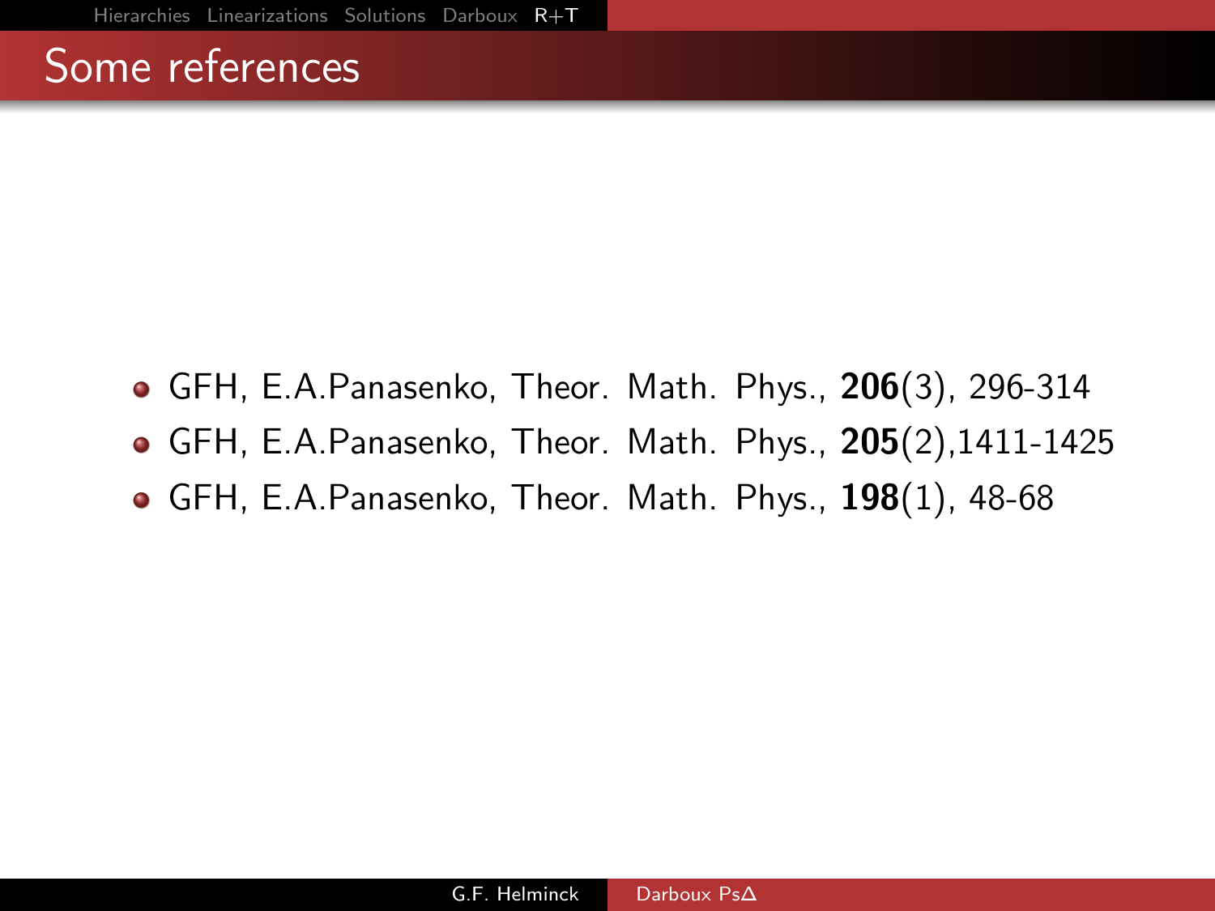## Some references

- GFH, E.A.Panasenko, Theor. Math. Phys., **206**(3), 296-314
- GFH, E.A.Panasenko, Theor. Math. Phys., **205**(2),1411-1425
- GFH, E.A.Panasenko, Theor. Math. Phys., **198**(1), 48-68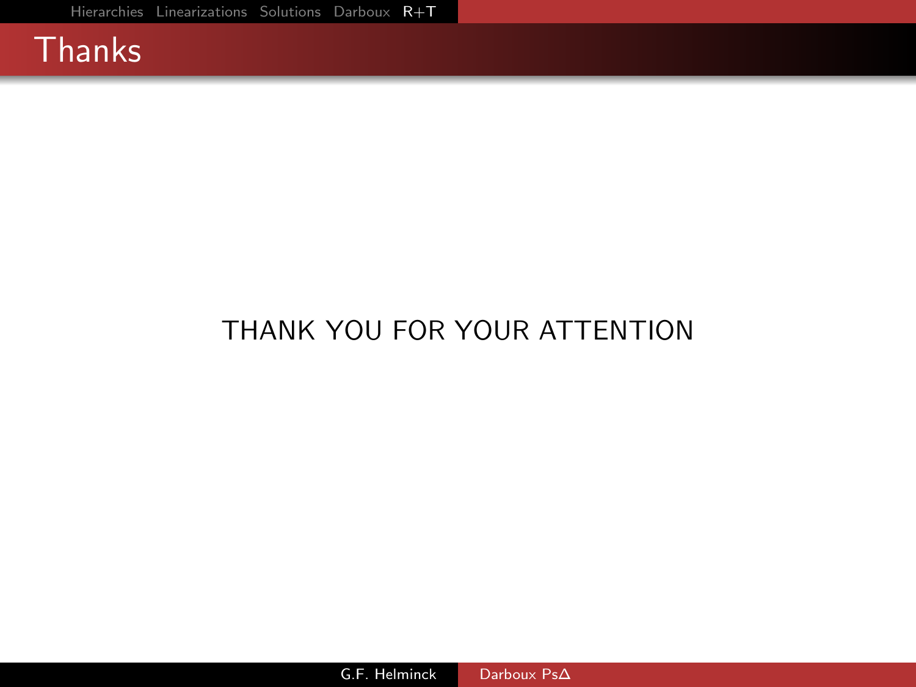# Thanks

THANK YOU FOR YOUR ATTENTION